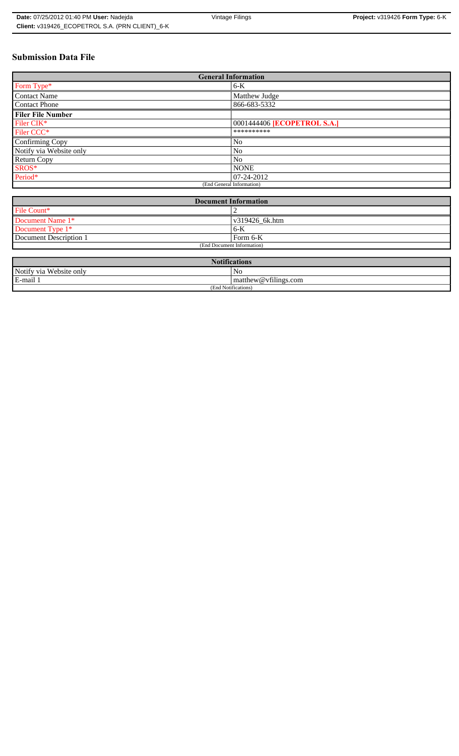# Submission Data File

| General Information | |
|---|---|
| Form Type* | 6-K |
| Contact Name | Matthew Judge |
| Contact Phone | 866-683-5332 |
| **Filer File Number** | |
| Filer CIK* | 0001444406 **[ECOPETROL S.A.]** |
| Filer CCC* | ********** |
| Confirming Copy | No |
| Notify via Website only | No |
| Return Copy | No |
| SROS* | NONE |
| Period* | 07-24-2012 |
| (End General Information) | |

| Document Information | |
|---|---|
| File Count* | 2 |
| Document Name 1* | v319426_6k.htm |
| Document Type 1* | 6-K |
| Document Description 1 | Form 6-K |
| (End Document Information) | |

| Notifications | |
|---|---|
| Notify via Website only | No |
| E-mail 1 | matthew@vfilings.com |
| (End Notifications) | |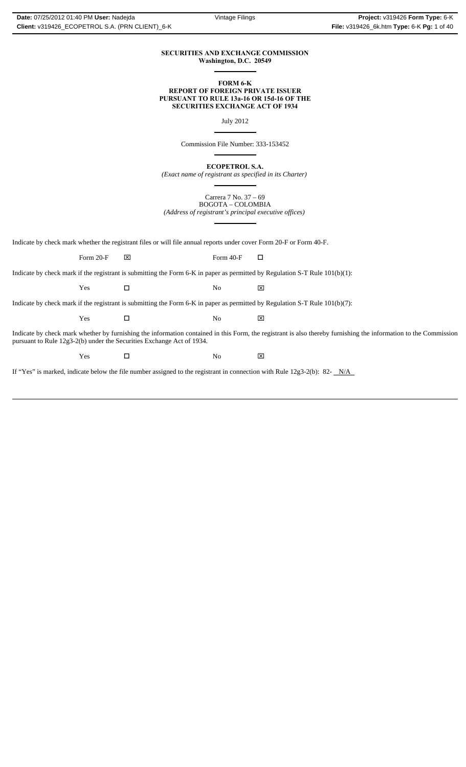**SECURITIES AND EXCHANGE COMMISSION**
**Washington, D.C. 20549**

---

**FORM 6-K**
**REPORT OF FOREIGN PRIVATE ISSUER**
**PURSUANT TO RULE 13a-16 OR 15d-16 OF THE**
**SECURITIES EXCHANGE ACT OF 1934**

July 2012

---

Commission File Number: 333-153452

---

**ECOPETROL S.A.**
*(Exact name of registrant as specified in its Charter)*

---

Carrera 7 No. 37 – 69
BOGOTA – COLOMBIA
*(Address of registrant's principal executive offices)*

---

Indicate by check mark whether the registrant files or will file annual reports under cover Form 20-F or Form 40-F.

Form 20-F ☒ Form 40-F ☐

Indicate by check mark if the registrant is submitting the Form 6-K in paper as permitted by Regulation S-T Rule 101(b)(1):

Yes ☐ No ☒

Indicate by check mark if the registrant is submitting the Form 6-K in paper as permitted by Regulation S-T Rule 101(b)(7):

Yes ☐ No ☒

Indicate by check mark whether by furnishing the information contained in this Form, the registrant is also thereby furnishing the information to the Commission pursuant to Rule 12g3-2(b) under the Securities Exchange Act of 1934.

Yes ☐ No ☒

If "Yes" is marked, indicate below the file number assigned to the registrant in connection with Rule 12g3-2(b): 82- N/A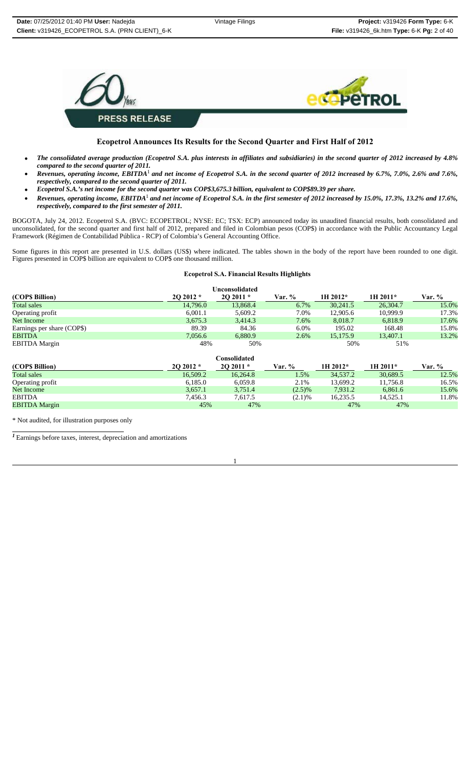# Ecopetrol Announces Its Results for the Second Quarter and First Half of 2012

- ***The consolidated average production (Ecopetrol S.A. plus interests in affiliates and subsidiaries) in the second quarter of 2012 increased by 4.8% compared to the second quarter of 2011.***
- ***Revenues, operating income, EBITDA[1] and net income of Ecopetrol S.A. in the second quarter of 2012 increased by 6.7%, 7.0%, 2.6% and 7.6%, respectively, compared to the second quarter of 2011.***
- ***Ecopetrol S.A.'s net income for the second quarter was COP$3,675.3 billion, equivalent to COP$89.39 per share.***
- ***Revenues, operating income, EBITDA[1] and net income of Ecopetrol S.A. in the first semester of 2012 increased by 15.0%, 17.3%, 13.2% and 17.6%, respectively, compared to the first semester of 2011.***

BOGOTA, July 24, 2012. Ecopetrol S.A. (BVC: ECOPETROL; NYSE: EC; TSX: ECP) announced today its unaudited financial results, both consolidated and unconsolidated, for the second quarter and first half of 2012, prepared and filed in Colombian pesos (COP$) in accordance with the Public Accountancy Legal Framework (Régimen de Contabilidad Pública - RCP) of Colombia's General Accounting Office.

Some figures in this report are presented in U.S. dollars (US$) where indicated. The tables shown in the body of the report have been rounded to one digit. Figures presented in COP$ billion are equivalent to COP$ one thousand million.

**Ecopetrol S.A. Financial Results Highlights**

| Unconsolidated | | | | | | |
|---|---|---|---|---|---|---|
| **(COP$ Billion)** | **2Q 2012 \*** | **2Q 2011 \*** | **Var. %** | **1H 2012\*** | **1H 2011\*** | **Var. %** |
| Total sales | 14,796.0 | 13,868.4 | 6.7% | 30,241.5 | 26,304.7 | 15.0% |
| Operating profit | 6,001.1 | 5,609.2 | 7.0% | 12,905.6 | 10,999.9 | 17.3% |
| Net Income | 3,675.3 | 3,414.3 | 7.6% | 8,018.7 | 6,818.9 | 17.6% |
| Earnings per share (COP$) | 89.39 | 84.36 | 6.0% | 195.02 | 168.48 | 15.8% |
| EBITDA | 7,056.6 | 6,880.9 | 2.6% | 15,175.9 | 13,407.1 | 13.2% |
| EBITDA Margin | 48% | 50% | | 50% | 51% | |

| Consolidated | | | | | | |
|---|---|---|---|---|---|---|
| **(COP$ Billion)** | **2Q 2012 \*** | **2Q 2011 \*** | **Var. %** | **1H 2012\*** | **1H 2011\*** | **Var. %** |
| Total sales | 16,509.2 | 16,264.8 | 1.5% | 34,537.2 | 30,689.5 | 12.5% |
| Operating profit | 6,185.0 | 6,059.8 | 2.1% | 13,699.2 | 11,756.8 | 16.5% |
| Net Income | 3,657.1 | 3,751.4 | (2.5)% | 7,931.2 | 6,861.6 | 15.6% |
| EBITDA | 7,456.3 | 7,617.5 | (2.1)% | 16,235.5 | 14,525.1 | 11.8% |
| EBITDA Margin | 45% | 47% | | 47% | 47% | |

\* Not audited, for illustration purposes only

[1] Earnings before taxes, interest, depreciation and amortizations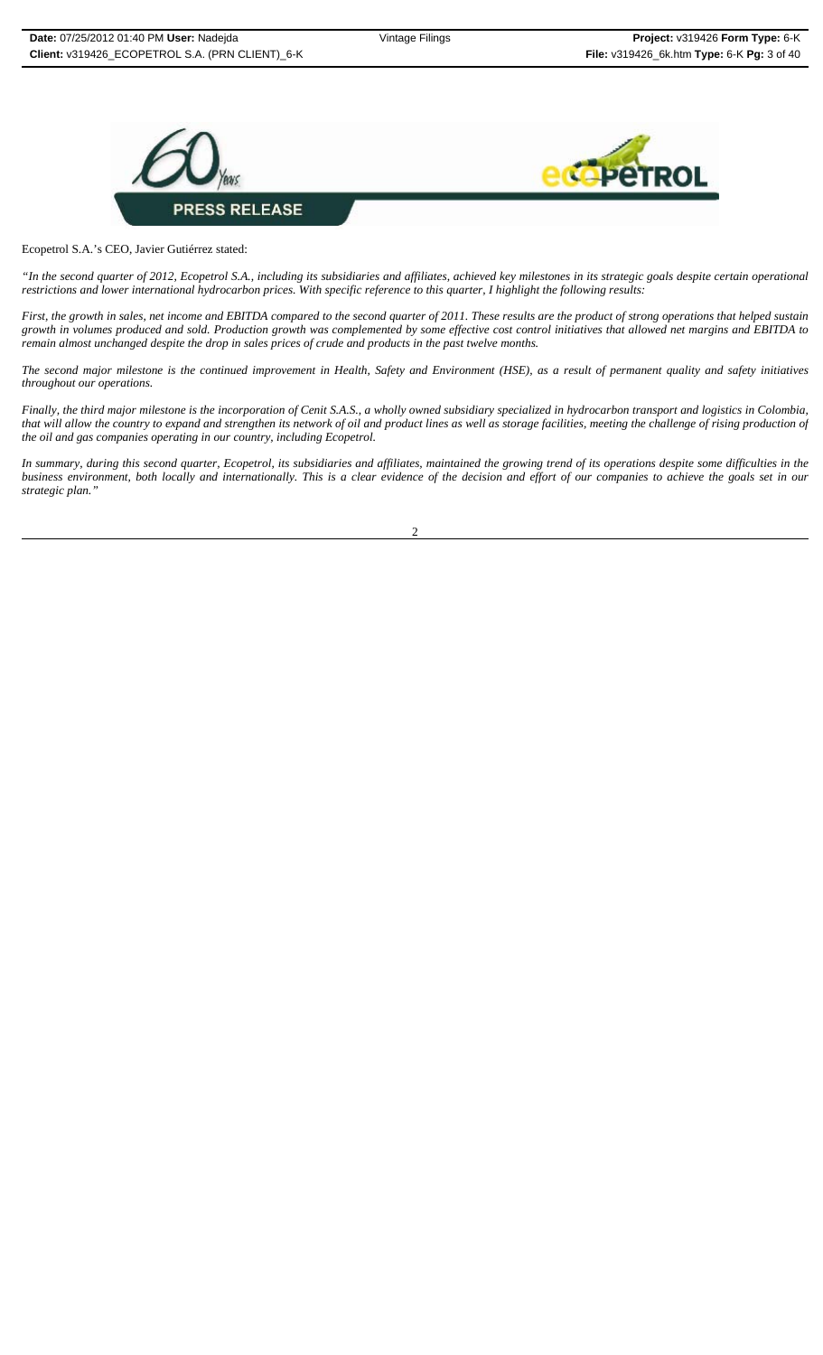**PRESS RELEASE**

Ecopetrol S.A.'s CEO, Javier Gutiérrez stated:

*"In the second quarter of 2012, Ecopetrol S.A., including its subsidiaries and affiliates, achieved key milestones in its strategic goals despite certain operational restrictions and lower international hydrocarbon prices. With specific reference to this quarter, I highlight the following results:*

*First, the growth in sales, net income and EBITDA compared to the second quarter of 2011. These results are the product of strong operations that helped sustain growth in volumes produced and sold. Production growth was complemented by some effective cost control initiatives that allowed net margins and EBITDA to remain almost unchanged despite the drop in sales prices of crude and products in the past twelve months.*

*The second major milestone is the continued improvement in Health, Safety and Environment (HSE), as a result of permanent quality and safety initiatives throughout our operations.*

*Finally, the third major milestone is the incorporation of Cenit S.A.S., a wholly owned subsidiary specialized in hydrocarbon transport and logistics in Colombia, that will allow the country to expand and strengthen its network of oil and product lines as well as storage facilities, meeting the challenge of rising production of the oil and gas companies operating in our country, including Ecopetrol.*

*In summary, during this second quarter, Ecopetrol, its subsidiaries and affiliates, maintained the growing trend of its operations despite some difficulties in the business environment, both locally and internationally. This is a clear evidence of the decision and effort of our companies to achieve the goals set in our strategic plan."*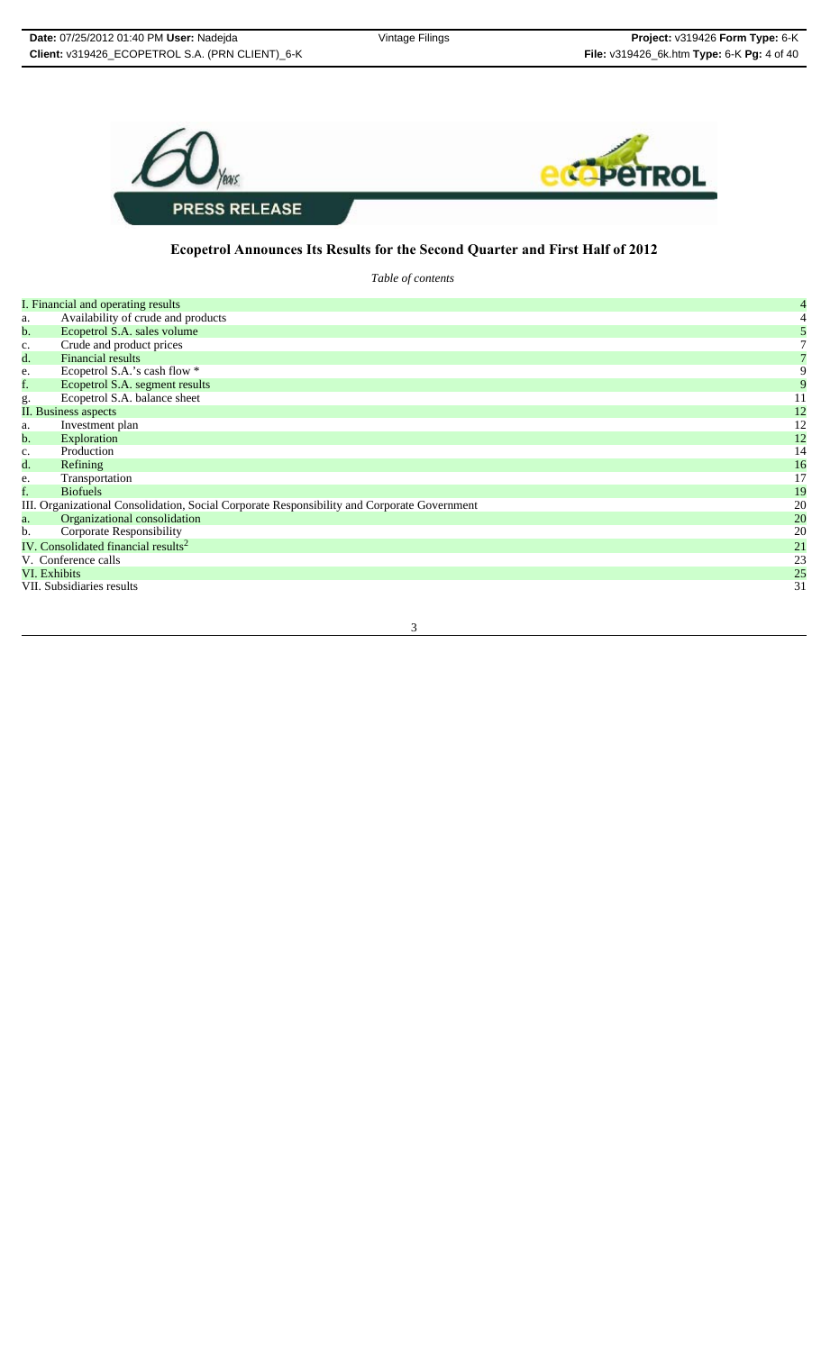PRESS RELEASE

## Ecopetrol Announces Its Results for the Second Quarter and First Half of 2012

*Table of contents*

| | | |
|---|---|---|
| I. Financial and operating results | | 4 |
| a. | Availability of crude and products | 4 |
| b. | Ecopetrol S.A. sales volume | 5 |
| c. | Crude and product prices | 7 |
| d. | Financial results | 7 |
| e. | Ecopetrol S.A.'s cash flow * | 9 |
| f. | Ecopetrol S.A. segment results | 9 |
| g. | Ecopetrol S.A. balance sheet | 11 |
| II. Business aspects | | 12 |
| a. | Investment plan | 12 |
| b. | Exploration | 12 |
| c. | Production | 14 |
| d. | Refining | 16 |
| e. | Transportation | 17 |
| f. | Biofuels | 19 |
| III. Organizational Consolidation, Social Corporate Responsibility and Corporate Government | | 20 |
| a. | Organizational consolidation | 20 |
| b. | Corporate Responsibility | 20 |
| IV. Consolidated financial results[2] | | 21 |
| V. Conference calls | | 23 |
| VI. Exhibits | | 25 |
| VII. Subsidiaries results | | 31 |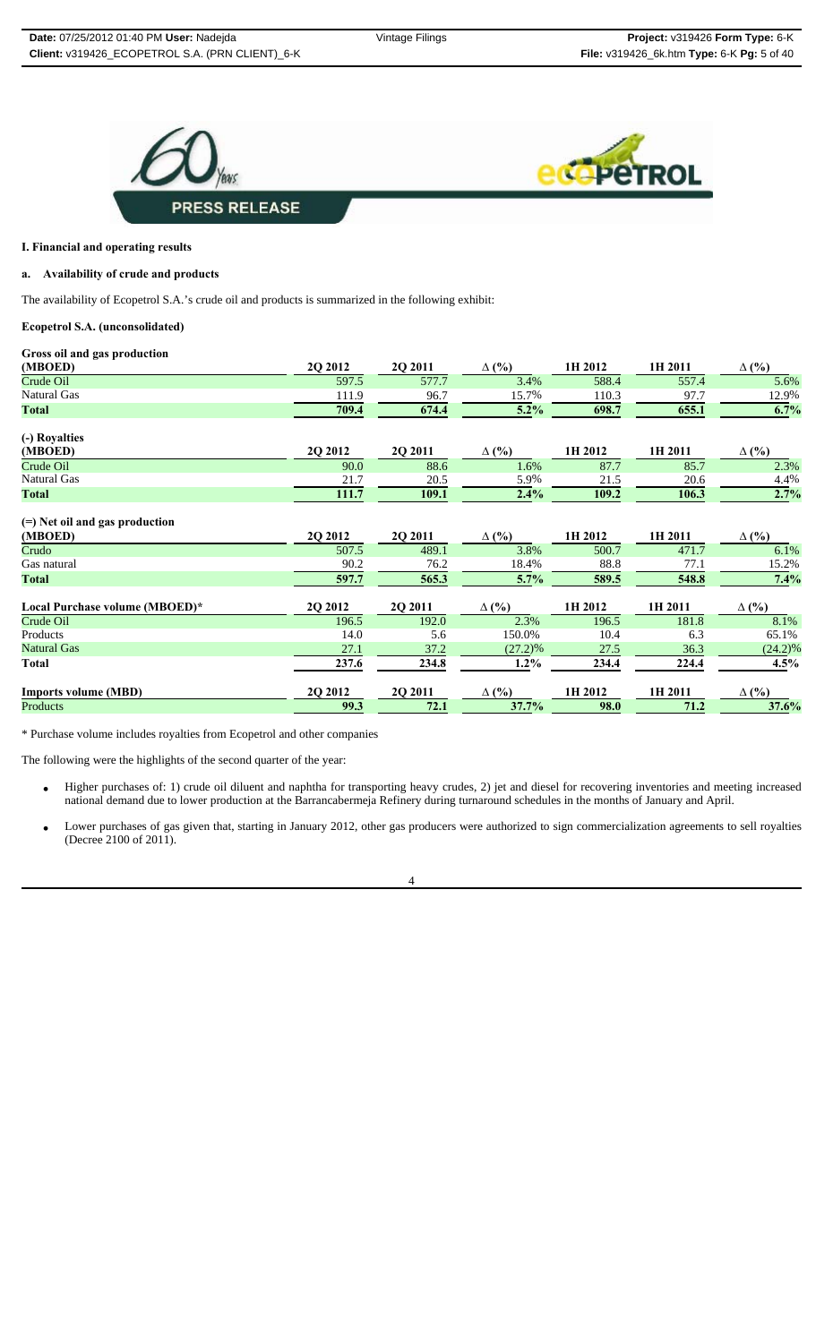PRESS RELEASE

## I. Financial and operating results

### a. Availability of crude and products

The availability of Ecopetrol S.A.'s crude oil and products is summarized in the following exhibit:

**Ecopetrol S.A. (unconsolidated)**

| Gross oil and gas production (MBOED) | 2Q 2012 | 2Q 2011 | Δ (%) | 1H 2012 | 1H 2011 | Δ (%) |
|---|---|---|---|---|---|---|
| Crude Oil | 597.5 | 577.7 | 3.4% | 588.4 | 557.4 | 5.6% |
| Natural Gas | 111.9 | 96.7 | 15.7% | 110.3 | 97.7 | 12.9% |
| **Total** | **709.4** | **674.4** | **5.2%** | **698.7** | **655.1** | **6.7%** |

| (-) Royalties (MBOED) | 2Q 2012 | 2Q 2011 | Δ (%) | 1H 2012 | 1H 2011 | Δ (%) |
|---|---|---|---|---|---|---|
| Crude Oil | 90.0 | 88.6 | 1.6% | 87.7 | 85.7 | 2.3% |
| Natural Gas | 21.7 | 20.5 | 5.9% | 21.5 | 20.6 | 4.4% |
| **Total** | **111.7** | **109.1** | **2.4%** | **109.2** | **106.3** | **2.7%** |

| (=) Net oil and gas production (MBOED) | 2Q 2012 | 2Q 2011 | Δ (%) | 1H 2012 | 1H 2011 | Δ (%) |
|---|---|---|---|---|---|---|
| Crudo | 507.5 | 489.1 | 3.8% | 500.7 | 471.7 | 6.1% |
| Gas natural | 90.2 | 76.2 | 18.4% | 88.8 | 77.1 | 15.2% |
| **Total** | **597.7** | **565.3** | **5.7%** | **589.5** | **548.8** | **7.4%** |

| Local Purchase volume (MBOED)* | 2Q 2012 | 2Q 2011 | Δ (%) | 1H 2012 | 1H 2011 | Δ (%) |
|---|---|---|---|---|---|---|
| Crude Oil | 196.5 | 192.0 | 2.3% | 196.5 | 181.8 | 8.1% |
| Products | 14.0 | 5.6 | 150.0% | 10.4 | 6.3 | 65.1% |
| Natural Gas | 27.1 | 37.2 | (27.2)% | 27.5 | 36.3 | (24.2)% |
| **Total** | **237.6** | **234.8** | **1.2%** | **234.4** | **224.4** | **4.5%** |

| Imports volume (MBD) | 2Q 2012 | 2Q 2011 | Δ (%) | 1H 2012 | 1H 2011 | Δ (%) |
|---|---|---|---|---|---|---|
| Products | **99.3** | **72.1** | **37.7%** | **98.0** | **71.2** | **37.6%** |

\* Purchase volume includes royalties from Ecopetrol and other companies

The following were the highlights of the second quarter of the year:

- Higher purchases of: 1) crude oil diluent and naphtha for transporting heavy crudes, 2) jet and diesel for recovering inventories and meeting increased national demand due to lower production at the Barrancabermeja Refinery during turnaround schedules in the months of January and April.
- Lower purchases of gas given that, starting in January 2012, other gas producers were authorized to sign commercialization agreements to sell royalties (Decree 2100 of 2011).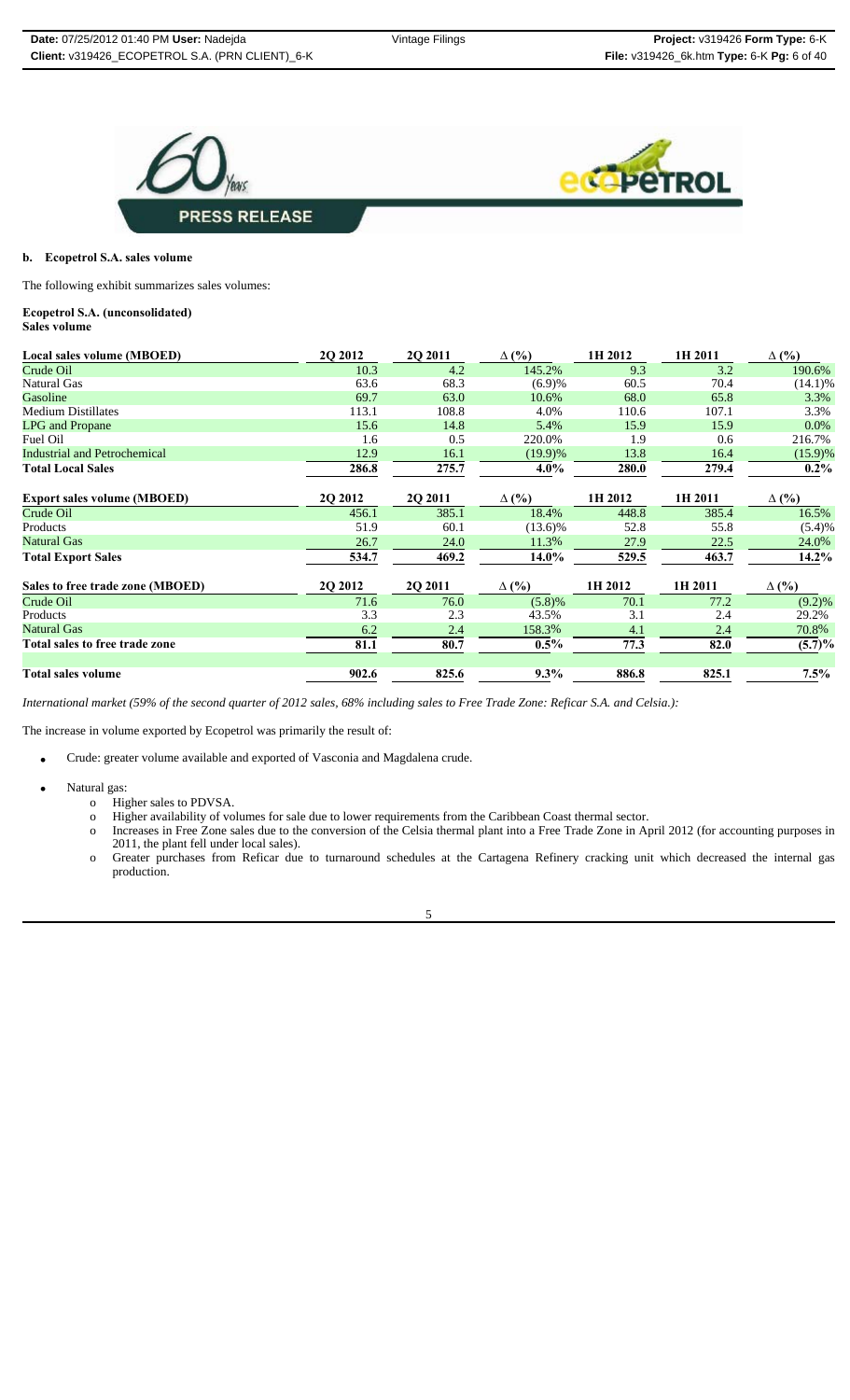**b. Ecopetrol S.A. sales volume**

The following exhibit summarizes sales volumes:

**Ecopetrol S.A. (unconsolidated)**
**Sales volume**

| Local sales volume (MBOED) | 2Q 2012 | 2Q 2011 | ∆ (%) | 1H 2012 | 1H 2011 | ∆ (%) |
|---|---|---|---|---|---|---|
| Crude Oil | 10.3 | 4.2 | 145.2% | 9.3 | 3.2 | 190.6% |
| Natural Gas | 63.6 | 68.3 | (6.9)% | 60.5 | 70.4 | (14.1)% |
| Gasoline | 69.7 | 63.0 | 10.6% | 68.0 | 65.8 | 3.3% |
| Medium Distillates | 113.1 | 108.8 | 4.0% | 110.6 | 107.1 | 3.3% |
| LPG and Propane | 15.6 | 14.8 | 5.4% | 15.9 | 15.9 | 0.0% |
| Fuel Oil | 1.6 | 0.5 | 220.0% | 1.9 | 0.6 | 216.7% |
| Industrial and Petrochemical | 12.9 | 16.1 | (19.9)% | 13.8 | 16.4 | (15.9)% |
| **Total Local Sales** | **286.8** | **275.7** | **4.0%** | **280.0** | **279.4** | **0.2%** |
| **Export sales volume (MBOED)** | **2Q 2012** | **2Q 2011** | **∆ (%)** | **1H 2012** | **1H 2011** | **∆ (%)** |
| Crude Oil | 456.1 | 385.1 | 18.4% | 448.8 | 385.4 | 16.5% |
| Products | 51.9 | 60.1 | (13.6)% | 52.8 | 55.8 | (5.4)% |
| Natural Gas | 26.7 | 24.0 | 11.3% | 27.9 | 22.5 | 24.0% |
| **Total Export Sales** | **534.7** | **469.2** | **14.0%** | **529.5** | **463.7** | **14.2%** |
| **Sales to free trade zone (MBOED)** | **2Q 2012** | **2Q 2011** | **∆ (%)** | **1H 2012** | **1H 2011** | **∆ (%)** |
| Crude Oil | 71.6 | 76.0 | (5.8)% | 70.1 | 77.2 | (9.2)% |
| Products | 3.3 | 2.3 | 43.5% | 3.1 | 2.4 | 29.2% |
| Natural Gas | 6.2 | 2.4 | 158.3% | 4.1 | 2.4 | 70.8% |
| **Total sales to free trade zone** | **81.1** | **80.7** | **0.5%** | **77.3** | **82.0** | **(5.7)%** |
| **Total sales volume** | **902.6** | **825.6** | **9.3%** | **886.8** | **825.1** | **7.5%** |

*International market (59% of the second quarter of 2012 sales, 68% including sales to Free Trade Zone: Reficar S.A. and Celsia.):*

The increase in volume exported by Ecopetrol was primarily the result of:

- Crude: greater volume available and exported of Vasconia and Magdalena crude.
- Natural gas:
  - Higher sales to PDVSA.
  - Higher availability of volumes for sale due to lower requirements from the Caribbean Coast thermal sector.
  - Increases in Free Zone sales due to the conversion of the Celsia thermal plant into a Free Trade Zone in April 2012 (for accounting purposes in 2011, the plant fell under local sales).
  - Greater purchases from Reficar due to turnaround schedules at the Cartagena Refinery cracking unit which decreased the internal gas production.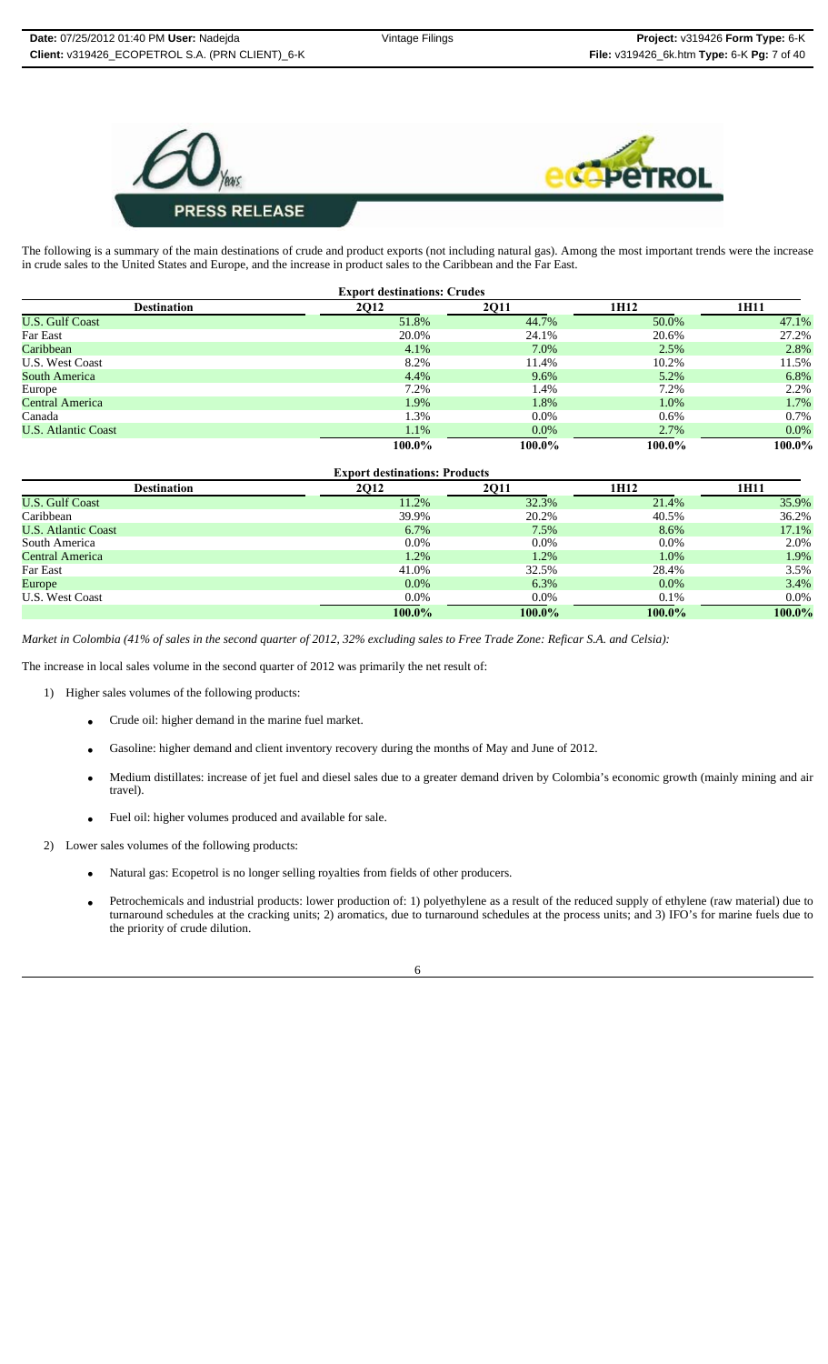The following is a summary of the main destinations of crude and product exports (not including natural gas). Among the most important trends were the increase in crude sales to the United States and Europe, and the increase in product sales to the Caribbean and the Far East.

**Export destinations: Crudes**

| Destination | 2Q12 | 2Q11 | 1H12 | 1H11 |
|---|---|---|---|---|
| U.S. Gulf Coast | 51.8% | 44.7% | 50.0% | 47.1% |
| Far East | 20.0% | 24.1% | 20.6% | 27.2% |
| Caribbean | 4.1% | 7.0% | 2.5% | 2.8% |
| U.S. West Coast | 8.2% | 11.4% | 10.2% | 11.5% |
| South America | 4.4% | 9.6% | 5.2% | 6.8% |
| Europe | 7.2% | 1.4% | 7.2% | 2.2% |
| Central America | 1.9% | 1.8% | 1.0% | 1.7% |
| Canada | 1.3% | 0.0% | 0.6% | 0.7% |
| U.S. Atlantic Coast | 1.1% | 0.0% | 2.7% | 0.0% |
| | **100.0%** | **100.0%** | **100.0%** | **100.0%** |

**Export destinations: Products**

| Destination | 2Q12 | 2Q11 | 1H12 | 1H11 |
|---|---|---|---|---|
| U.S. Gulf Coast | 11.2% | 32.3% | 21.4% | 35.9% |
| Caribbean | 39.9% | 20.2% | 40.5% | 36.2% |
| U.S. Atlantic Coast | 6.7% | 7.5% | 8.6% | 17.1% |
| South America | 0.0% | 0.0% | 0.0% | 2.0% |
| Central America | 1.2% | 1.2% | 1.0% | 1.9% |
| Far East | 41.0% | 32.5% | 28.4% | 3.5% |
| Europe | 0.0% | 6.3% | 0.0% | 3.4% |
| U.S. West Coast | 0.0% | 0.0% | 0.1% | 0.0% |
| | **100.0%** | **100.0%** | **100.0%** | **100.0%** |

*Market in Colombia (41% of sales in the second quarter of 2012, 32% excluding sales to Free Trade Zone: Reficar S.A. and Celsia):*

The increase in local sales volume in the second quarter of 2012 was primarily the net result of:

1) Higher sales volumes of the following products:

- Crude oil: higher demand in the marine fuel market.
- Gasoline: higher demand and client inventory recovery during the months of May and June of 2012.
- Medium distillates: increase of jet fuel and diesel sales due to a greater demand driven by Colombia's economic growth (mainly mining and air travel).
- Fuel oil: higher volumes produced and available for sale.

2) Lower sales volumes of the following products:

- Natural gas: Ecopetrol is no longer selling royalties from fields of other producers.
- Petrochemicals and industrial products: lower production of: 1) polyethylene as a result of the reduced supply of ethylene (raw material) due to turnaround schedules at the cracking units; 2) aromatics, due to turnaround schedules at the process units; and 3) IFO's for marine fuels due to the priority of crude dilution.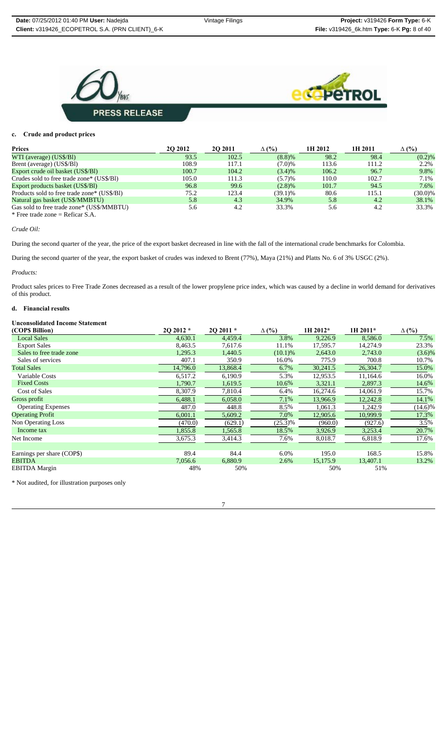#### c. Crude and product prices

| Prices | 2Q 2012 | 2Q 2011 | Δ (%) | 1H 2012 | 1H 2011 | Δ (%) |
|---|---|---|---|---|---|---|
| WTI (average) (US$/Bl) | 93.5 | 102.5 | (8.8)% | 98.2 | 98.4 | (0.2)% |
| Brent (average) (US$/Bl) | 108.9 | 117.1 | (7.0)% | 113.6 | 111.2 | 2.2% |
| Export crude oil basket (US$/Bl) | 100.7 | 104.2 | (3.4)% | 106.2 | 96.7 | 9.8% |
| Crudes sold to free trade zone* (US$/Bl) | 105.0 | 111.3 | (5.7)% | 110.0 | 102.7 | 7.1% |
| Export products basket (US$/Bl) | 96.8 | 99.6 | (2.8)% | 101.7 | 94.5 | 7.6% |
| Products sold to free trade zone* (US$/Bl) | 75.2 | 123.4 | (39.1)% | 80.6 | 115.1 | (30.0)% |
| Natural gas basket (US$/MMBTU) | 5.8 | 4.3 | 34.9% | 5.8 | 4.2 | 38.1% |
| Gas sold to free trade zone* (US$/MMBTU) | 5.6 | 4.2 | 33.3% | 5.6 | 4.2 | 33.3% |

* Free trade zone = Reficar S.A.

*Crude Oil:*

During the second quarter of the year, the price of the export basket decreased in line with the fall of the international crude benchmarks for Colombia.

During the second quarter of the year, the export basket of crudes was indexed to Brent (77%), Maya (21%) and Platts No. 6 of 3% USGC (2%).

*Products:*

Product sales prices to Free Trade Zones decreased as a result of the lower propylene price index, which was caused by a decline in world demand for derivatives of this product.

#### d. Financial results

**Unconsolidated Income Statement**

| (COP$ Billion) | 2Q 2012 * | 2Q 2011 * | Δ (%) | 1H 2012* | 1H 2011* | Δ (%) |
|---|---|---|---|---|---|---|
| Local Sales | 4,630.1 | 4,459.4 | 3.8% | 9,226.9 | 8,586.0 | 7.5% |
| Export Sales | 8,463.5 | 7,617.6 | 11.1% | 17,595.7 | 14,274.9 | 23.3% |
| Sales to free trade zone | 1,295.3 | 1,440.5 | (10.1)% | 2,643.0 | 2,743.0 | (3.6)% |
| Sales of services | 407.1 | 350.9 | 16.0% | 775.9 | 700.8 | 10.7% |
| Total Sales | 14,796.0 | 13,868.4 | 6.7% | 30,241.5 | 26,304.7 | 15.0% |
| Variable Costs | 6,517.2 | 6,190.9 | 5.3% | 12,953.5 | 11,164.6 | 16.0% |
| Fixed Costs | 1,790.7 | 1,619.5 | 10.6% | 3,321.1 | 2,897.3 | 14.6% |
| Cost of Sales | 8,307.9 | 7,810.4 | 6.4% | 16,274.6 | 14,061.9 | 15.7% |
| Gross profit | 6,488.1 | 6,058.0 | 7.1% | 13,966.9 | 12,242.8 | 14.1% |
| Operating Expenses | 487.0 | 448.8 | 8.5% | 1,061.3 | 1,242.9 | (14.6)% |
| Operating Profit | 6,001.1 | 5,609.2 | 7.0% | 12,905.6 | 10,999.9 | 17.3% |
| Non Operating Loss | (470.0) | (629.1) | (25.3)% | (960.0) | (927.6) | 3.5% |
| Income tax | 1,855.8 | 1,565.8 | 18.5% | 3,926.9 | 3,253.4 | 20.7% |
| Net Income | 3,675.3 | 3,414.3 | 7.6% | 8,018.7 | 6,818.9 | 17.6% |
| | | | | | | |
| Earnings per share (COP$) | 89.4 | 84.4 | 6.0% | 195.0 | 168.5 | 15.8% |
| EBITDA | 7,056.6 | 6,880.9 | 2.6% | 15,175.9 | 13,407.1 | 13.2% |
| EBITDA Margin | 48% | 50% | | 50% | 51% | |

* Not audited, for illustration purposes only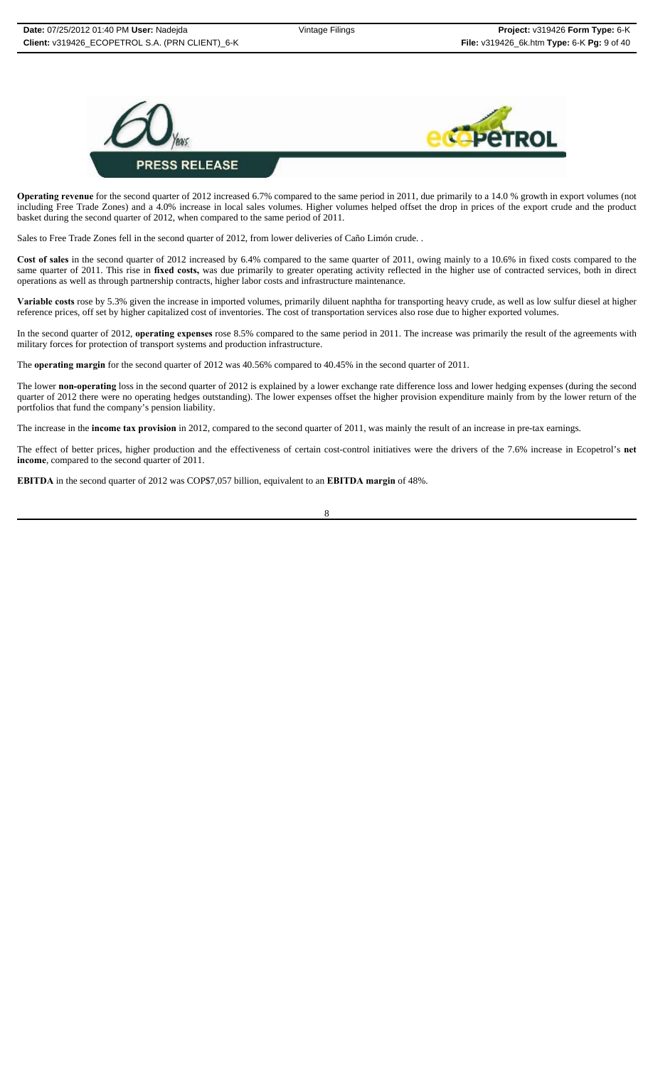**Operating revenue** for the second quarter of 2012 increased 6.7% compared to the same period in 2011, due primarily to a 14.0 % growth in export volumes (not including Free Trade Zones) and a 4.0% increase in local sales volumes. Higher volumes helped offset the drop in prices of the export crude and the product basket during the second quarter of 2012, when compared to the same period of 2011.

Sales to Free Trade Zones fell in the second quarter of 2012, from lower deliveries of Caño Limón crude. .

**Cost of sales** in the second quarter of 2012 increased by 6.4% compared to the same quarter of 2011, owing mainly to a 10.6% in fixed costs compared to the same quarter of 2011. This rise in **fixed costs,** was due primarily to greater operating activity reflected in the higher use of contracted services, both in direct operations as well as through partnership contracts, higher labor costs and infrastructure maintenance.

**Variable costs** rose by 5.3% given the increase in imported volumes, primarily diluent naphtha for transporting heavy crude, as well as low sulfur diesel at higher reference prices, off set by higher capitalized cost of inventories. The cost of transportation services also rose due to higher exported volumes.

In the second quarter of 2012, **operating expenses** rose 8.5% compared to the same period in 2011. The increase was primarily the result of the agreements with military forces for protection of transport systems and production infrastructure.

The **operating margin** for the second quarter of 2012 was 40.56% compared to 40.45% in the second quarter of 2011.

The lower **non-operating** loss in the second quarter of 2012 is explained by a lower exchange rate difference loss and lower hedging expenses (during the second quarter of 2012 there were no operating hedges outstanding). The lower expenses offset the higher provision expenditure mainly from by the lower return of the portfolios that fund the company's pension liability.

The increase in the **income tax provision** in 2012, compared to the second quarter of 2011, was mainly the result of an increase in pre-tax earnings.

The effect of better prices, higher production and the effectiveness of certain cost-control initiatives were the drivers of the 7.6% increase in Ecopetrol's **net income**, compared to the second quarter of 2011.

**EBITDA** in the second quarter of 2012 was COP$7,057 billion, equivalent to an **EBITDA margin** of 48%.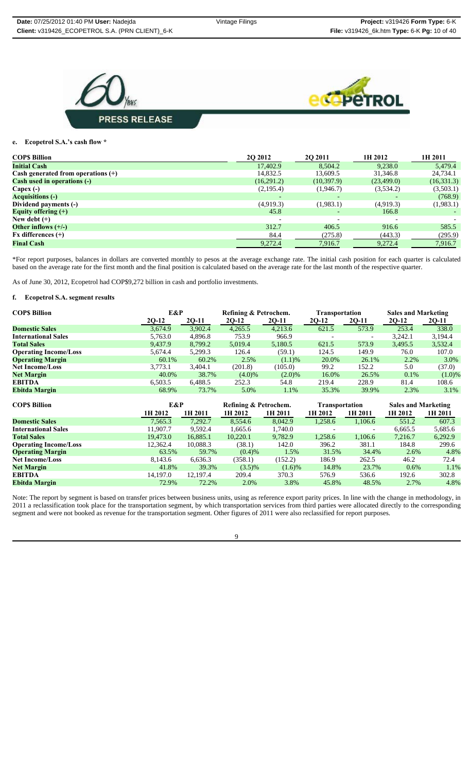**PRESS RELEASE**

### e. Ecopetrol S.A.'s cash flow *

| COP$ Billion | 2Q 2012 | 2Q 2011 | 1H 2012 | 1H 2011 |
|---|---|---|---|---|
| **Initial Cash** | 17,402.9 | 8,504.2 | 9,238.0 | 5,479.4 |
| **Cash generated from operations (+)** | 14,832.5 | 13,609.5 | 31,346.8 | 24,734.1 |
| **Cash used in operations (-)** | (16,291.2) | (10,397.9) | (23,499.0) | (16,331.3) |
| **Capex (-)** | (2,195.4) | (1,946.7) | (3,534.2) | (3,503.1) |
| **Acquisitions (-)** | - | - | - | (768.9) |
| **Dividend payments (-)** | (4,919.3) | (1,983.1) | (4,919.3) | (1,983.1) |
| **Equity offering (+)** | 45.8 | - | 166.8 | - |
| **New debt (+)** | - | - | - | - |
| **Other inflows (+/-)** | 312.7 | 406.5 | 916.6 | 585.5 |
| **Fx differences (+)** | 84.4 | (275.8) | (443.3) | (295.9) |
| **Final Cash** | 9,272.4 | 7,916.7 | 9,272.4 | 7,916.7 |

*For report purposes, balances in dollars are converted monthly to pesos at the average exchange rate. The initial cash position for each quarter is calculated based on the average rate for the first month and the final position is calculated based on the average rate for the last month of the respective quarter.

As of June 30, 2012, Ecopetrol had COP$9,272 billion in cash and portfolio investments.

### f. Ecopetrol S.A. segment results

| COP$ Billion | E&P | | Refining & Petrochem. | | Transportation | | Sales and Marketing | |
|---|---|---|---|---|---|---|---|---|
| | 2Q-12 | 2Q-11 | 2Q-12 | 2Q-11 | 2Q-12 | 2Q-11 | 2Q-12 | 2Q-11 |
| **Domestic Sales** | 3,674.9 | 3,902.4 | 4,265.5 | 4,213.6 | 621.5 | 573.9 | 253.4 | 338.0 |
| **International Sales** | 5,763.0 | 4,896.8 | 753.9 | 966.9 | - | - | 3,242.1 | 3,194.4 |
| **Total Sales** | 9,437.9 | 8,799.2 | 5,019.4 | 5,180.5 | 621.5 | 573.9 | 3,495.5 | 3,532.4 |
| **Operating Income/Loss** | 5,674.4 | 5,299.3 | 126.4 | (59.1) | 124.5 | 149.9 | 76.0 | 107.0 |
| **Operating Margin** | 60.1% | 60.2% | 2.5% | (1.1)% | 20.0% | 26.1% | 2.2% | 3.0% |
| **Net Income/Loss** | 3,773.1 | 3,404.1 | (201.8) | (105.0) | 99.2 | 152.2 | 5.0 | (37.0) |
| **Net Margin** | 40.0% | 38.7% | (4.0)% | (2.0)% | 16.0% | 26.5% | 0.1% | (1.0)% |
| **EBITDA** | 6,503.5 | 6,488.5 | 252.3 | 54.8 | 219.4 | 228.9 | 81.4 | 108.6 |
| **Ebitda Margin** | 68.9% | 73.7% | 5.0% | 1.1% | 35.3% | 39.9% | 2.3% | 3.1% |

| COP$ Billion | E&P | | Refining & Petrochem. | | Transportation | | Sales and Marketing | |
|---|---|---|---|---|---|---|---|---|
| | 1H 2012 | 1H 2011 | 1H 2012 | 1H 2011 | 1H 2012 | 1H 2011 | 1H 2012 | 1H 2011 |
| **Domestic Sales** | 7,565.3 | 7,292.7 | 8,554.6 | 8,042.9 | 1,258.6 | 1,106.6 | 551.2 | 607.3 |
| **International Sales** | 11,907.7 | 9,592.4 | 1,665.6 | 1,740.0 | - | - | 6,665.5 | 5,685.6 |
| **Total Sales** | 19,473.0 | 16,885.1 | 10,220.1 | 9,782.9 | 1,258.6 | 1,106.6 | 7,216.7 | 6,292.9 |
| **Operating Income/Loss** | 12,362.4 | 10,088.3 | (38.1) | 142.0 | 396.2 | 381.1 | 184.8 | 299.6 |
| **Operating Margin** | 63.5% | 59.7% | (0.4)% | 1.5% | 31.5% | 34.4% | 2.6% | 4.8% |
| **Net Income/Loss** | 8,143.6 | 6,636.3 | (358.1) | (152.2) | 186.9 | 262.5 | 46.2 | 72.4 |
| **Net Margin** | 41.8% | 39.3% | (3.5)% | (1.6)% | 14.8% | 23.7% | 0.6% | 1.1% |
| **EBITDA** | 14,197.0 | 12,197.4 | 209.4 | 370.3 | 576.9 | 536.6 | 192.6 | 302.8 |
| **Ebitda Margin** | 72.9% | 72.2% | 2.0% | 3.8% | 45.8% | 48.5% | 2.7% | 4.8% |

Note: The report by segment is based on transfer prices between business units, using as reference export parity prices. In line with the change in methodology, in 2011 a reclassification took place for the transportation segment, by which transportation services from third parties were allocated directly to the corresponding segment and were not booked as revenue for the transportation segment. Other figures of 2011 were also reclassified for report purposes.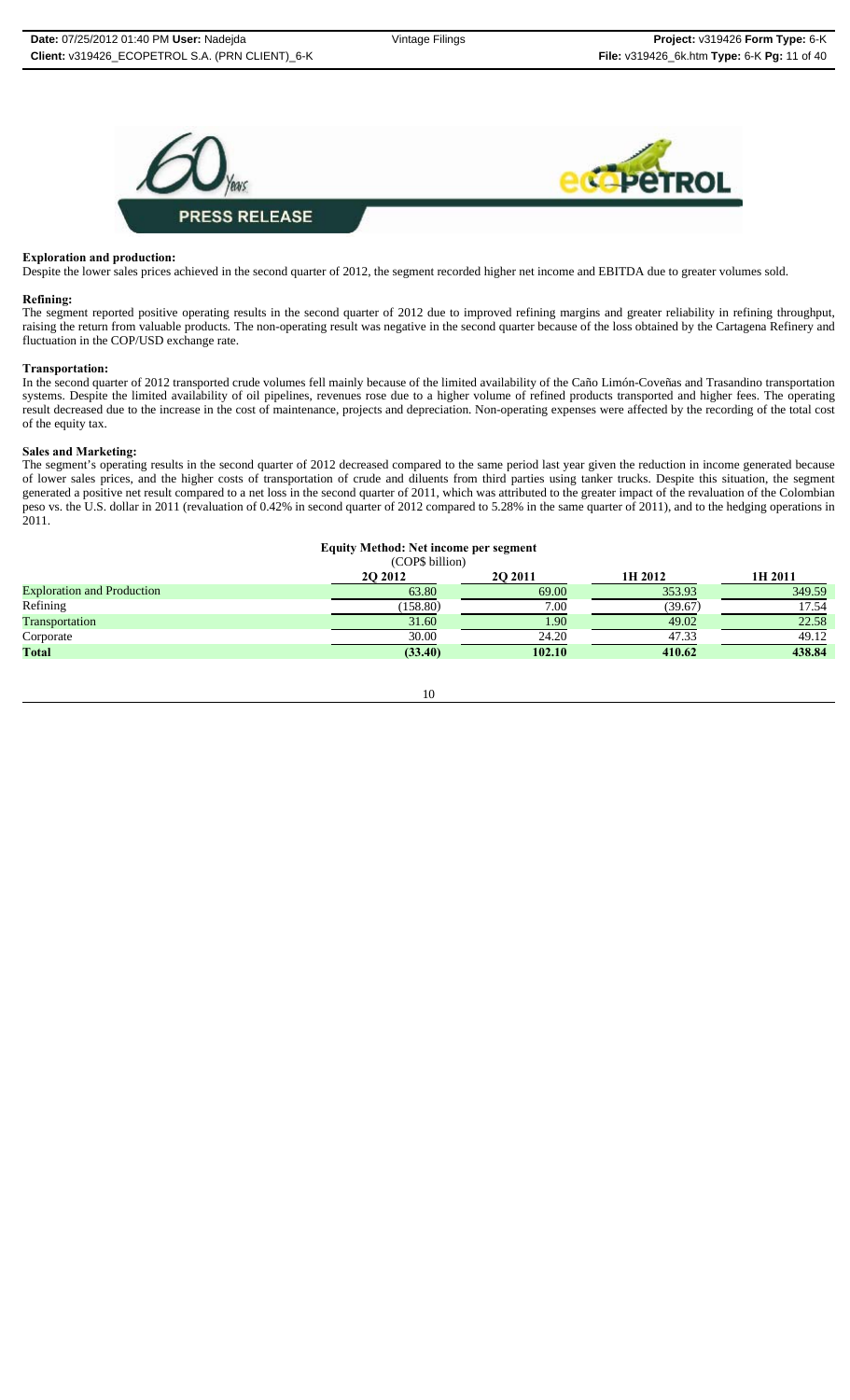**Exploration and production:**

Despite the lower sales prices achieved in the second quarter of 2012, the segment recorded higher net income and EBITDA due to greater volumes sold.

**Refining:**

The segment reported positive operating results in the second quarter of 2012 due to improved refining margins and greater reliability in refining throughput, raising the return from valuable products. The non-operating result was negative in the second quarter because of the loss obtained by the Cartagena Refinery and fluctuation in the COP/USD exchange rate.

**Transportation:**

In the second quarter of 2012 transported crude volumes fell mainly because of the limited availability of the Caño Limón-Coveñas and Trasandino transportation systems. Despite the limited availability of oil pipelines, revenues rose due to a higher volume of refined products transported and higher fees. The operating result decreased due to the increase in the cost of maintenance, projects and depreciation. Non-operating expenses were affected by the recording of the total cost of the equity tax.

**Sales and Marketing:**

The segment's operating results in the second quarter of 2012 decreased compared to the same period last year given the reduction in income generated because of lower sales prices, and the higher costs of transportation of crude and diluents from third parties using tanker trucks. Despite this situation, the segment generated a positive net result compared to a net loss in the second quarter of 2011, which was attributed to the greater impact of the revaluation of the Colombian peso vs. the U.S. dollar in 2011 (revaluation of 0.42% in second quarter of 2012 compared to 5.28% in the same quarter of 2011), and to the hedging operations in 2011.

**Equity Method: Net income per segment**
(COP$ billion)

| | 2Q 2012 | 2Q 2011 | 1H 2012 | 1H 2011 |
|---|---|---|---|---|
| Exploration and Production | 63.80 | 69.00 | 353.93 | 349.59 |
| Refining | (158.80) | 7.00 | (39.67) | 17.54 |
| Transportation | 31.60 | 1.90 | 49.02 | 22.58 |
| Corporate | 30.00 | 24.20 | 47.33 | 49.12 |
| **Total** | **(33.40)** | **102.10** | **410.62** | **438.84** |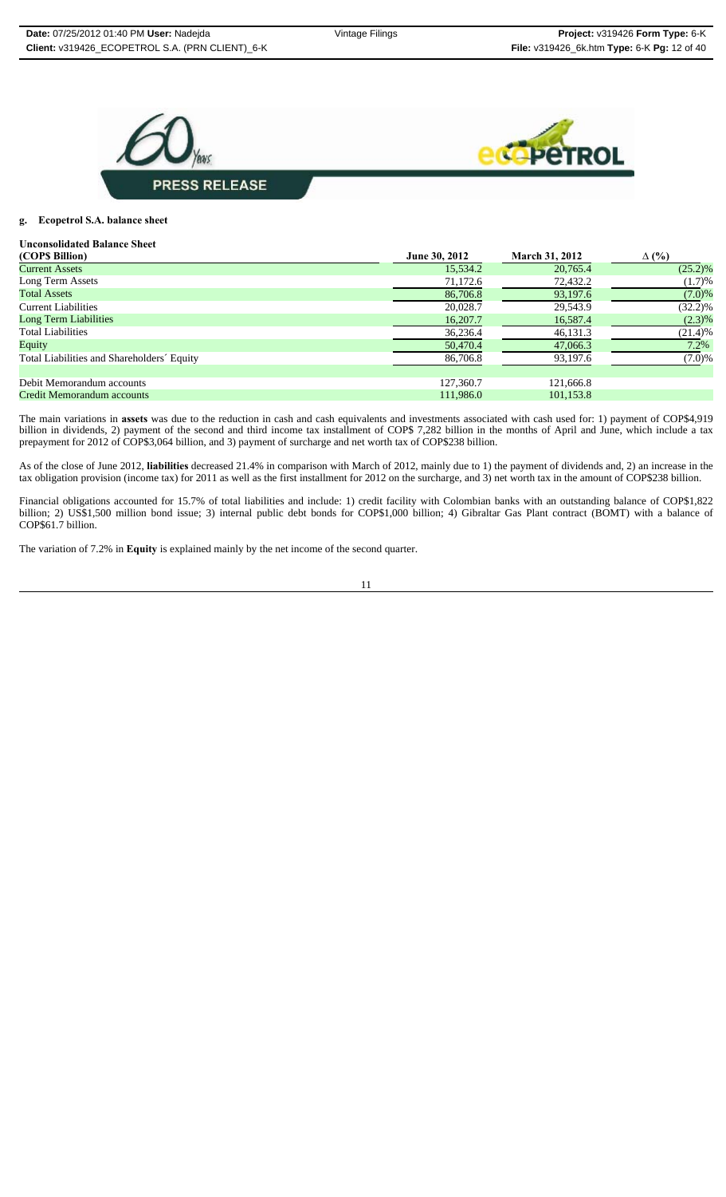**PRESS RELEASE**

### g. Ecopetrol S.A. balance sheet

**Unconsolidated Balance Sheet**

| (COP$ Billion) | June 30, 2012 | March 31, 2012 | Δ (%) |
|---|---|---|---|
| Current Assets | 15,534.2 | 20,765.4 | (25.2)% |
| Long Term Assets | 71,172.6 | 72,432.2 | (1.7)% |
| Total Assets | 86,706.8 | 93,197.6 | (7.0)% |
| Current Liabilities | 20,028.7 | 29,543.9 | (32.2)% |
| Long Term Liabilities | 16,207.7 | 16,587.4 | (2.3)% |
| Total Liabilities | 36,236.4 | 46,131.3 | (21.4)% |
| Equity | 50,470.4 | 47,066.3 | 7.2% |
| Total Liabilities and Shareholders´ Equity | 86,706.8 | 93,197.6 | (7.0)% |
| | | | |
| Debit Memorandum accounts | 127,360.7 | 121,666.8 | |
| Credit Memorandum accounts | 111,986.0 | 101,153.8 | |

The main variations in **assets** was due to the reduction in cash and cash equivalents and investments associated with cash used for: 1) payment of COP$4,919 billion in dividends, 2) payment of the second and third income tax installment of COP$ 7,282 billion in the months of April and June, which include a tax prepayment for 2012 of COP$3,064 billion, and 3) payment of surcharge and net worth tax of COP$238 billion.

As of the close of June 2012, **liabilities** decreased 21.4% in comparison with March of 2012, mainly due to 1) the payment of dividends and, 2) an increase in the tax obligation provision (income tax) for 2011 as well as the first installment for 2012 on the surcharge, and 3) net worth tax in the amount of COP$238 billion.

Financial obligations accounted for 15.7% of total liabilities and include: 1) credit facility with Colombian banks with an outstanding balance of COP$1,822 billion; 2) US$1,500 million bond issue; 3) internal public debt bonds for COP$1,000 billion; 4) Gibraltar Gas Plant contract (BOMT) with a balance of COP$61.7 billion.

The variation of 7.2% in **Equity** is explained mainly by the net income of the second quarter.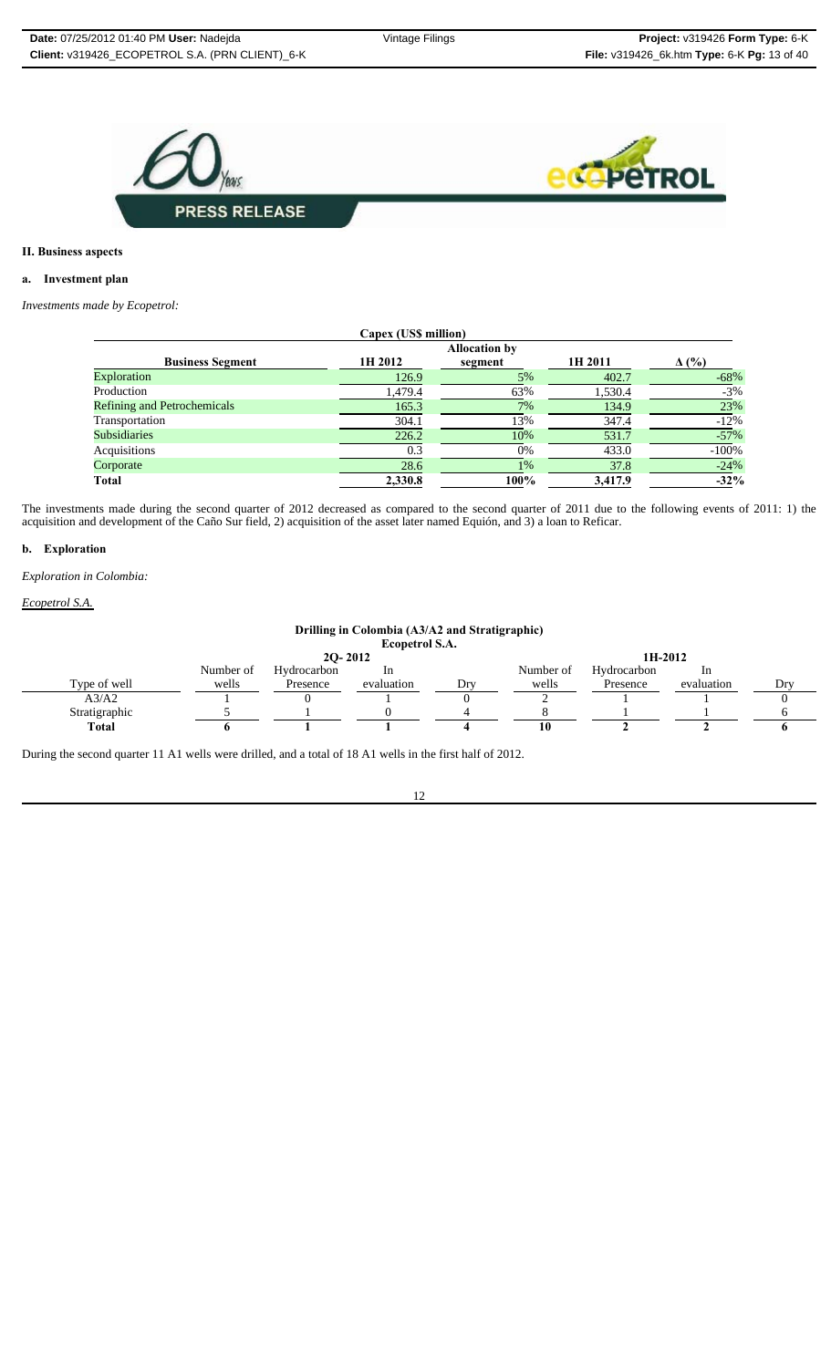## II. Business aspects

### a. Investment plan

*Investments made by Ecopetrol:*

| Capex (US$ million) | | | | |
|---|---|---|---|---|
| **Business Segment** | **1H 2012** | **Allocation by segment** | **1H 2011** | **Δ (%)** |
| Exploration | 126.9 | 5% | 402.7 | -68% |
| Production | 1,479.4 | 63% | 1,530.4 | -3% |
| Refining and Petrochemicals | 165.3 | 7% | 134.9 | 23% |
| Transportation | 304.1 | 13% | 347.4 | -12% |
| Subsidiaries | 226.2 | 10% | 531.7 | -57% |
| Acquisitions | 0.3 | 0% | 433.0 | -100% |
| Corporate | 28.6 | 1% | 37.8 | -24% |
| **Total** | **2,330.8** | **100%** | **3,417.9** | **-32%** |

The investments made during the second quarter of 2012 decreased as compared to the second quarter of 2011 due to the following events of 2011: 1) the acquisition and development of the Caño Sur field, 2) acquisition of the asset later named Equión, and 3) a loan to Reficar.

### b. Exploration

*Exploration in Colombia:*

*Ecopetrol S.A.*

**Drilling in Colombia (A3/A2 and Stratigraphic)**
**Ecopetrol S.A.**

| | 2Q- 2012 | | | | 1H-2012 | | | |
|---|---|---|---|---|---|---|---|---|
| Type of well | Number of wells | Hydrocarbon Presence | In evaluation | Dry | Number of wells | Hydrocarbon Presence | In evaluation | Dry |
| A3/A2 | 1 | 0 | 1 | 0 | 2 | 1 | 1 | 0 |
| Stratigraphic | 5 | 1 | 0 | 4 | 8 | 1 | 1 | 6 |
| **Total** | **6** | **1** | **1** | **4** | **10** | **2** | **2** | **6** |

During the second quarter 11 A1 wells were drilled, and a total of 18 A1 wells in the first half of 2012.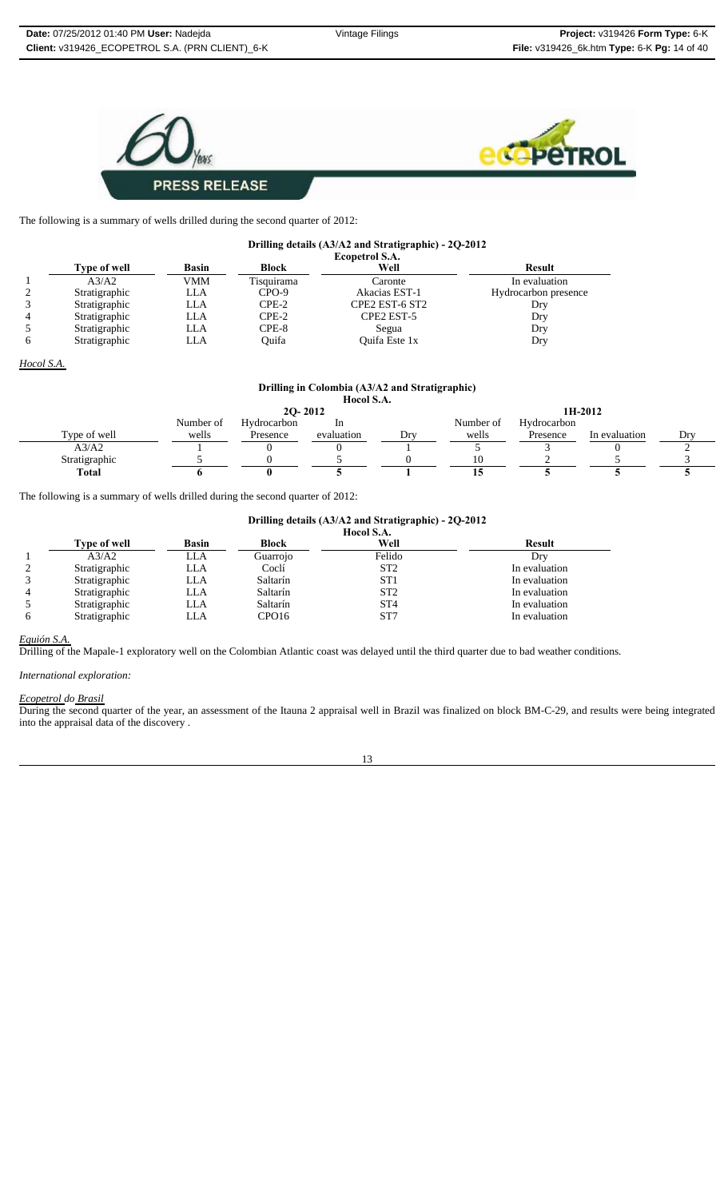The following is a summary of wells drilled during the second quarter of 2012:

**Drilling details (A3/A2 and Stratigraphic) - 2Q-2012**
**Ecopetrol S.A.**

| | Type of well | Basin | Block | Well | Result |
|---|---|---|---|---|---|
| 1 | A3/A2 | VMM | Tisquirama | Caronte | In evaluation |
| 2 | Stratigraphic | LLA | CPO-9 | Akacias EST-1 | Hydrocarbon presence |
| 3 | Stratigraphic | LLA | CPE-2 | CPE2 EST-6 ST2 | Dry |
| 4 | Stratigraphic | LLA | CPE-2 | CPE2 EST-5 | Dry |
| 5 | Stratigraphic | LLA | CPE-8 | Segua | Dry |
| 6 | Stratigraphic | LLA | Quifa | Quifa Este 1x | Dry |

*Hocol S.A.*

**Drilling in Colombia (A3/A2 and Stratigraphic)**
**Hocol S.A.**

| | 2Q- 2012 | | | | 1H-2012 | | | |
|---|---|---|---|---|---|---|---|---|
| Type of well | Number of wells | Hydrocarbon Presence | In evaluation | Dry | Number of wells | Hydrocarbon Presence | In evaluation | Dry |
| A3/A2 | 1 | 0 | 0 | 1 | 5 | 3 | 0 | 2 |
| Stratigraphic | 5 | 0 | 5 | 0 | 10 | 2 | 5 | 3 |
| **Total** | **6** | **0** | **5** | **1** | **15** | **5** | **5** | **5** |

The following is a summary of wells drilled during the second quarter of 2012:

**Drilling details (A3/A2 and Stratigraphic) - 2Q-2012**
**Hocol S.A.**

| | Type of well | Basin | Block | Well | Result |
|---|---|---|---|---|---|
| 1 | A3/A2 | LLA | Guarrojo | Felido | Dry |
| 2 | Stratigraphic | LLA | Coclí | ST2 | In evaluation |
| 3 | Stratigraphic | LLA | Saltarín | ST1 | In evaluation |
| 4 | Stratigraphic | LLA | Saltarín | ST2 | In evaluation |
| 5 | Stratigraphic | LLA | Saltarín | ST4 | In evaluation |
| 6 | Stratigraphic | LLA | CPO16 | ST7 | In evaluation |

*Equión S.A.*

Drilling of the Mapale-1 exploratory well on the Colombian Atlantic coast was delayed until the third quarter due to bad weather conditions.

*International exploration:*

*Ecopetrol do Brasil*

During the second quarter of the year, an assessment of the Itauna 2 appraisal well in Brazil was finalized on block BM-C-29, and results were being integrated into the appraisal data of the discovery .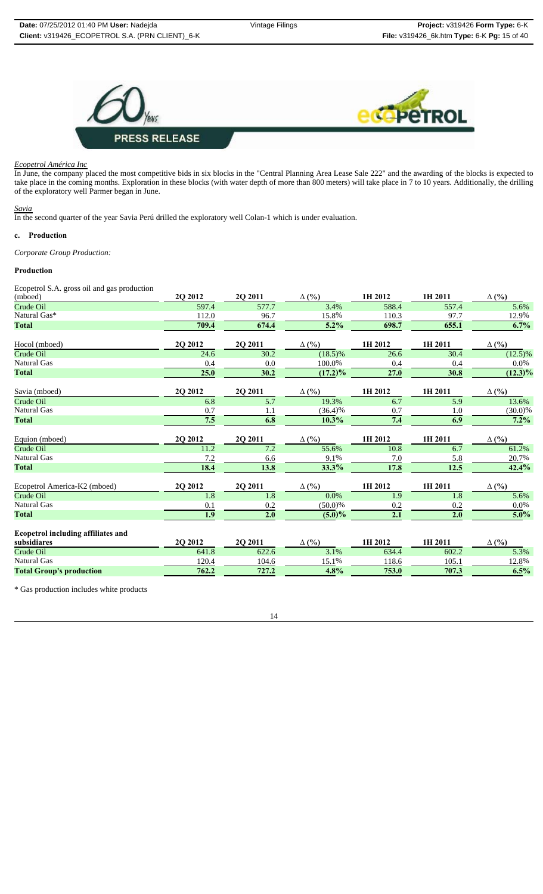*Ecopetrol América Inc*

In June, the company placed the most competitive bids in six blocks in the "Central Planning Area Lease Sale 222" and the awarding of the blocks is expected to take place in the coming months. Exploration in these blocks (with water depth of more than 800 meters) will take place in 7 to 10 years. Additionally, the drilling of the exploratory well Parmer began in June.

*Savia*

In the second quarter of the year Savia Perú drilled the exploratory well Colan-1 which is under evaluation.

**c. Production**

*Corporate Group Production:*

**Production**

| Ecopetrol S.A. gross oil and gas production (mboed) | 2Q 2012 | 2Q 2011 | Δ (%) | 1H 2012 | 1H 2011 | Δ (%) |
|---|---|---|---|---|---|---|
| Crude Oil | 597.4 | 577.7 | 3.4% | 588.4 | 557.4 | 5.6% |
| Natural Gas* | 112.0 | 96.7 | 15.8% | 110.3 | 97.7 | 12.9% |
| **Total** | **709.4** | **674.4** | **5.2%** | **698.7** | **655.1** | **6.7%** |

| Hocol (mboed) | 2Q 2012 | 2Q 2011 | Δ (%) | 1H 2012 | 1H 2011 | Δ (%) |
|---|---|---|---|---|---|---|
| Crude Oil | 24.6 | 30.2 | (18.5)% | 26.6 | 30.4 | (12.5)% |
| Natural Gas | 0.4 | 0.0 | 100.0% | 0.4 | 0.4 | 0.0% |
| **Total** | **25.0** | **30.2** | **(17.2)%** | **27.0** | **30.8** | **(12.3)%** |

| Savia (mboed) | 2Q 2012 | 2Q 2011 | Δ (%) | 1H 2012 | 1H 2011 | Δ (%) |
|---|---|---|---|---|---|---|
| Crude Oil | 6.8 | 5.7 | 19.3% | 6.7 | 5.9 | 13.6% |
| Natural Gas | 0.7 | 1.1 | (36.4)% | 0.7 | 1.0 | (30.0)% |
| **Total** | **7.5** | **6.8** | **10.3%** | **7.4** | **6.9** | **7.2%** |

| Equion (mboed) | 2Q 2012 | 2Q 2011 | Δ (%) | 1H 2012 | 1H 2011 | Δ (%) |
|---|---|---|---|---|---|---|
| Crude Oil | 11.2 | 7.2 | 55.6% | 10.8 | 6.7 | 61.2% |
| Natural Gas | 7.2 | 6.6 | 9.1% | 7.0 | 5.8 | 20.7% |
| **Total** | **18.4** | **13.8** | **33.3%** | **17.8** | **12.5** | **42.4%** |

| Ecopetrol America-K2 (mboed) | 2Q 2012 | 2Q 2011 | Δ (%) | 1H 2012 | 1H 2011 | Δ (%) |
|---|---|---|---|---|---|---|
| Crude Oil | 1.8 | 1.8 | 0.0% | 1.9 | 1.8 | 5.6% |
| Natural Gas | 0.1 | 0.2 | (50.0)% | 0.2 | 0.2 | 0.0% |
| **Total** | **1.9** | **2.0** | **(5.0)%** | **2.1** | **2.0** | **5.0%** |

| **Ecopetrol including affiliates and subsidiares** | **2Q 2012** | **2Q 2011** | **Δ (%)** | **1H 2012** | **1H 2011** | **Δ (%)** |
|---|---|---|---|---|---|---|
| Crude Oil | 641.8 | 622.6 | 3.1% | 634.4 | 602.2 | 5.3% |
| Natural Gas | 120.4 | 104.6 | 15.1% | 118.6 | 105.1 | 12.8% |
| **Total Group's production** | **762.2** | **727.2** | **4.8%** | **753.0** | **707.3** | **6.5%** |

* Gas production includes white products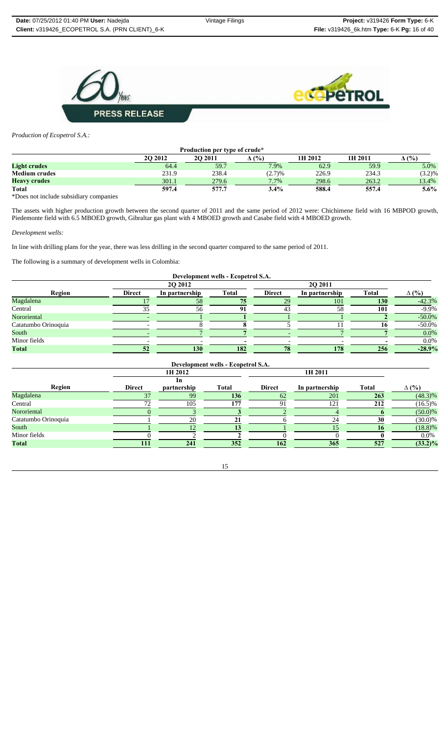*Production of Ecopetrol S.A.:*

| Production per type of crude* | | | | | | |
|---|---|---|---|---|---|---|
| | 2Q 2012 | 2Q 2011 | Δ (%) | 1H 2012 | 1H 2011 | Δ (%) |
| **Light crudes** | 64.4 | 59.7 | 7.9% | 62.9 | 59.9 | 5.0% |
| **Medium crudes** | 231.9 | 238.4 | (2.7)% | 226.9 | 234.3 | (3.2)% |
| **Heavy crudes** | 301.1 | 279.6 | 7.7% | 298.6 | 263.2 | 13.4% |
| **Total** | **597.4** | **577.7** | **3.4%** | **588.4** | **557.4** | **5.6%** |

*Does not include subsidiary companies

The assets with higher production growth between the second quarter of 2011 and the same period of 2012 were: Chichimene field with 16 MBPOD growth, Piedemonte field with 6.5 MBOED growth, Gibraltar gas plant with 4 MBOED growth and Casabe field with 4 MBOED growth.

*Development wells:*

In line with drilling plans for the year, there was less drilling in the second quarter compared to the same period of 2011.

The following is a summary of development wells in Colombia:

| Development wells - Ecopetrol S.A. | | | | | | | |
|---|---|---|---|---|---|---|---|
| | 2Q 2012 | | | 2Q 2011 | | | |
| **Region** | **Direct** | **In partnership** | **Total** | **Direct** | **In partnership** | **Total** | **Δ (%)** |
| Magdalena | 17 | 58 | **75** | 29 | 101 | **130** | -42.3% |
| Central | 35 | 56 | **91** | 43 | 58 | **101** | -9.9% |
| Nororiental | - | 1 | **1** | 1 | 1 | **2** | -50.0% |
| Catatumbo Orinoquia | - | 8 | **8** | 5 | 11 | **16** | -50.0% |
| South | - | 7 | **7** | - | 7 | **7** | 0.0% |
| Minor fields | - | - | **-** | - | - | **-** | 0.0% |
| **Total** | **52** | **130** | **182** | **78** | **178** | **256** | **-28.9%** |

| Development wells - Ecopetrol S.A. | | | | | | | |
|---|---|---|---|---|---|---|---|
| | 1H 2012 | | | 1H 2011 | | | |
| **Region** | **Direct** | **In partnership** | **Total** | **Direct** | **In partnership** | **Total** | **Δ (%)** |
| Magdalena | 37 | 99 | **136** | 62 | 201 | **263** | (48.3)% |
| Central | 72 | 105 | **177** | 91 | 121 | **212** | (16.5)% |
| Nororiental | 0 | 3 | **3** | 2 | 4 | **6** | (50.0)% |
| Catatumbo Orinoquia | 1 | 20 | **21** | 6 | 24 | **30** | (30.0)% |
| South | 1 | 12 | **13** | 1 | 15 | **16** | (18.8)% |
| Minor fields | 0 | 2 | **2** | 0 | 0 | **0** | 0.0% |
| **Total** | **111** | **241** | **352** | **162** | **365** | **527** | **(33.2)%** |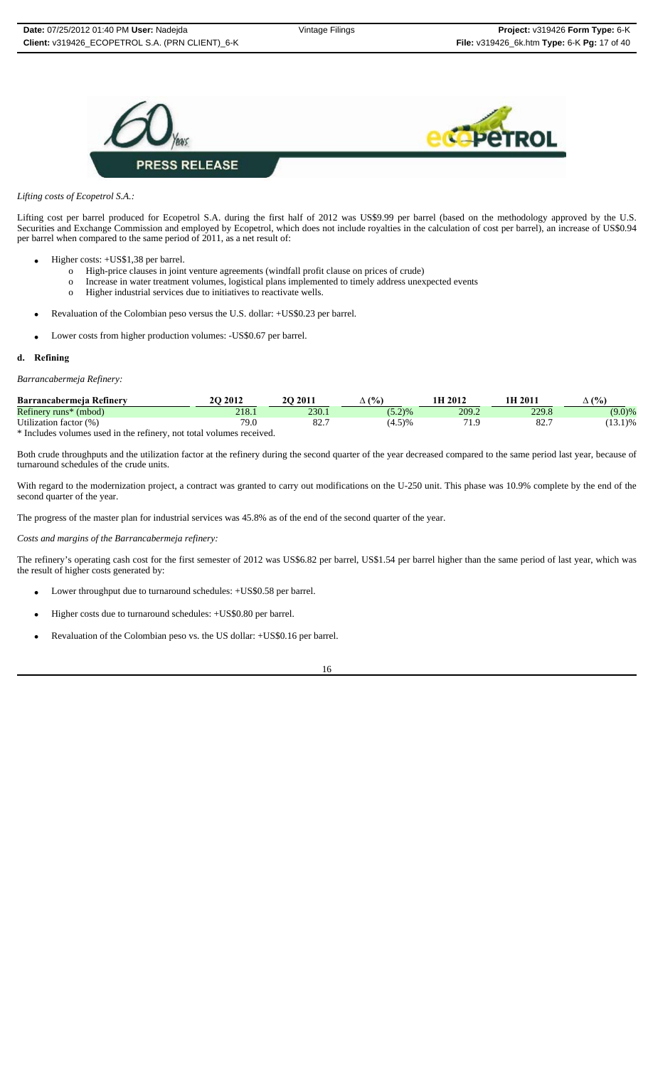*Lifting costs of Ecopetrol S.A.:*

Lifting cost per barrel produced for Ecopetrol S.A. during the first half of 2012 was US$9.99 per barrel (based on the methodology approved by the U.S. Securities and Exchange Commission and employed by Ecopetrol, which does not include royalties in the calculation of cost per barrel), an increase of US$0.94 per barrel when compared to the same period of 2011, as a net result of:

- Higher costs: +US$1,38 per barrel.
  - o High-price clauses in joint venture agreements (windfall profit clause on prices of crude)
  - o Increase in water treatment volumes, logistical plans implemented to timely address unexpected events
  - o Higher industrial services due to initiatives to reactivate wells.
- Revaluation of the Colombian peso versus the U.S. dollar: +US$0.23 per barrel.
- Lower costs from higher production volumes: -US$0.67 per barrel.

**d. Refining**

*Barrancabermeja Refinery:*

| Barrancabermeja Refinery | 2Q 2012 | 2Q 2011 | Δ (%) | 1H 2012 | 1H 2011 | Δ (%) |
|---|---|---|---|---|---|---|
| Refinery runs* (mbod) | 218.1 | 230.1 | (5.2)% | 209.2 | 229.8 | (9.0)% |
| Utilization factor (%) | 79.0 | 82.7 | (4.5)% | 71.9 | 82.7 | (13.1)% |

\* Includes volumes used in the refinery, not total volumes received.

Both crude throughputs and the utilization factor at the refinery during the second quarter of the year decreased compared to the same period last year, because of turnaround schedules of the crude units.

With regard to the modernization project, a contract was granted to carry out modifications on the U-250 unit. This phase was 10.9% complete by the end of the second quarter of the year.

The progress of the master plan for industrial services was 45.8% as of the end of the second quarter of the year.

*Costs and margins of the Barrancabermeja refinery:*

The refinery's operating cash cost for the first semester of 2012 was US$6.82 per barrel, US$1.54 per barrel higher than the same period of last year, which was the result of higher costs generated by:

- Lower throughput due to turnaround schedules: +US$0.58 per barrel.
- Higher costs due to turnaround schedules: +US$0.80 per barrel.
- Revaluation of the Colombian peso vs. the US dollar: +US$0.16 per barrel.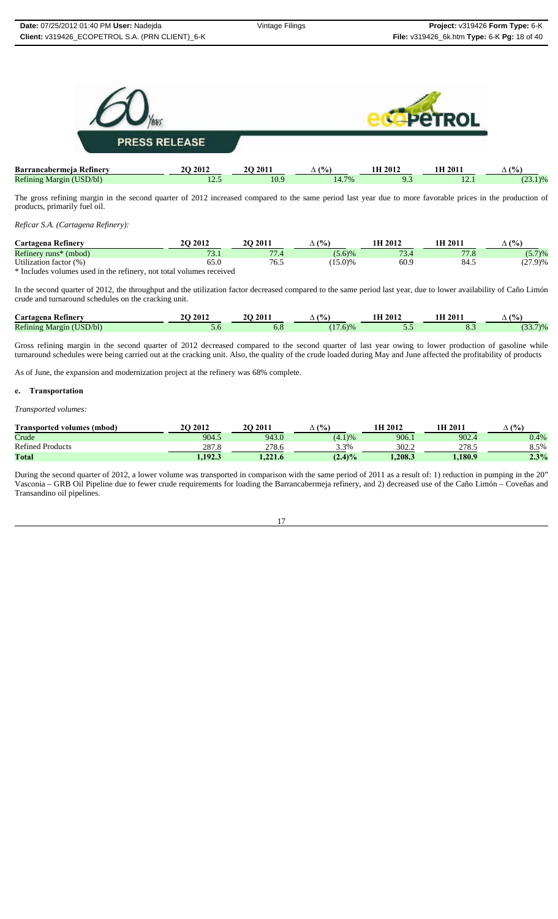| Barrancabermeja Refinery | 2Q 2012 | 2Q 2011 | Δ (%) | 1H 2012 | 1H 2011 | Δ (%) |
|---|---|---|---|---|---|---|
| Refining Margin (USD/bl) | 12.5 | 10.9 | 14.7% | 9.3 | 12.1 | (23.1)% |

The gross refining margin in the second quarter of 2012 increased compared to the same period last year due to more favorable prices in the production of products, primarily fuel oil.

*Reficar S.A. (Cartagena Refinery):*

| Cartagena Refinery | 2Q 2012 | 2Q 2011 | Δ (%) | 1H 2012 | 1H 2011 | Δ (%) |
|---|---|---|---|---|---|---|
| Refinery runs* (mbod) | 73.1 | 77.4 | (5.6)% | 73.4 | 77.8 | (5.7)% |
| Utilization factor (%) | 65.0 | 76.5 | (15.0)% | 60.9 | 84.5 | (27.9)% |

\* Includes volumes used in the refinery, not total volumes received

In the second quarter of 2012, the throughput and the utilization factor decreased compared to the same period last year, due to lower availability of Caño Limón crude and turnaround schedules on the cracking unit.

| Cartagena Refinery | 2Q 2012 | 2Q 2011 | Δ (%) | 1H 2012 | 1H 2011 | Δ (%) |
|---|---|---|---|---|---|---|
| Refining Margin (USD/bl) | 5.6 | 6.8 | (17.6)% | 5.5 | 8.3 | (33.7)% |

Gross refining margin in the second quarter of 2012 decreased compared to the second quarter of last year owing to lower production of gasoline while turnaround schedules were being carried out at the cracking unit. Also, the quality of the crude loaded during May and June affected the profitability of products

As of June, the expansion and modernization project at the refinery was 68% complete.

### e. Transportation

*Transported volumes:*

| Transported volumes (mbod) | 2Q 2012 | 2Q 2011 | Δ (%) | 1H 2012 | 1H 2011 | Δ (%) |
|---|---|---|---|---|---|---|
| Crude | 904.5 | 943.0 | (4.1)% | 906.1 | 902.4 | 0.4% |
| Refined Products | 287.8 | 278.6 | 3.3% | 302.2 | 278.5 | 8.5% |
| **Total** | **1,192.3** | **1,221.6** | **(2.4)%** | **1,208.3** | **1,180.9** | **2.3%** |

During the second quarter of 2012, a lower volume was transported in comparison with the same period of 2011 as a result of: 1) reduction in pumping in the 20" Vasconia – GRB Oil Pipeline due to fewer crude requirements for loading the Barrancabermeja refinery, and 2) decreased use of the Caño Limón – Coveñas and Transandino oil pipelines.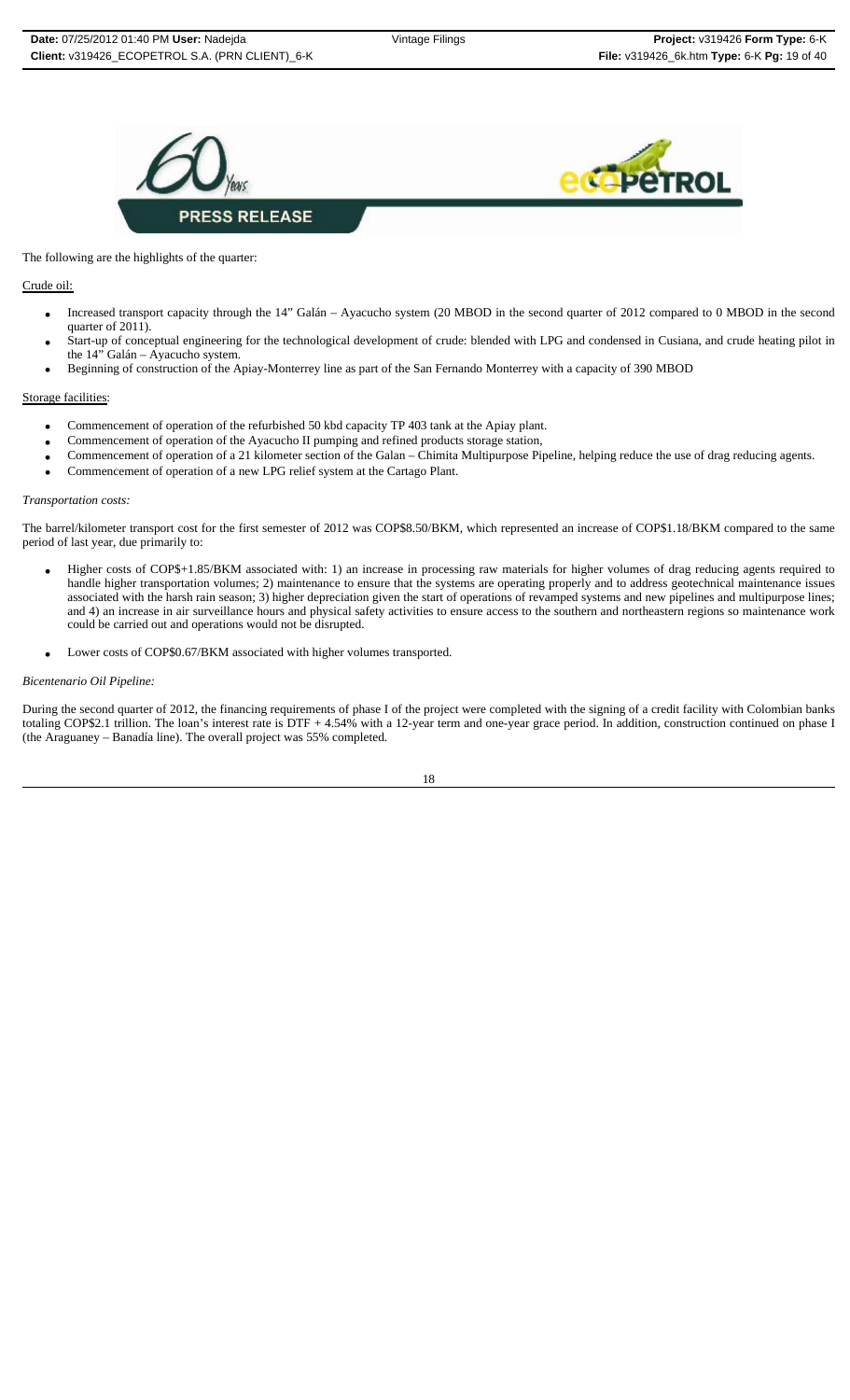The following are the highlights of the quarter:

Crude oil:

- Increased transport capacity through the 14" Galán – Ayacucho system (20 MBOD in the second quarter of 2012 compared to 0 MBOD in the second quarter of 2011).
- Start-up of conceptual engineering for the technological development of crude: blended with LPG and condensed in Cusiana, and crude heating pilot in the 14" Galán – Ayacucho system.
- Beginning of construction of the Apiay-Monterrey line as part of the San Fernando Monterrey with a capacity of 390 MBOD

Storage facilities:

- Commencement of operation of the refurbished 50 kbd capacity TP 403 tank at the Apiay plant.
- Commencement of operation of the Ayacucho II pumping and refined products storage station,
- Commencement of operation of a 21 kilometer section of the Galan – Chimita Multipurpose Pipeline, helping reduce the use of drag reducing agents.
- Commencement of operation of a new LPG relief system at the Cartago Plant.

*Transportation costs:*

The barrel/kilometer transport cost for the first semester of 2012 was COP$8.50/BKM, which represented an increase of COP$1.18/BKM compared to the same period of last year, due primarily to:

- Higher costs of COP$+1.85/BKM associated with: 1) an increase in processing raw materials for higher volumes of drag reducing agents required to handle higher transportation volumes; 2) maintenance to ensure that the systems are operating properly and to address geotechnical maintenance issues associated with the harsh rain season; 3) higher depreciation given the start of operations of revamped systems and new pipelines and multipurpose lines; and 4) an increase in air surveillance hours and physical safety activities to ensure access to the southern and northeastern regions so maintenance work could be carried out and operations would not be disrupted.

- Lower costs of COP$0.67/BKM associated with higher volumes transported.

*Bicentenario Oil Pipeline:*

During the second quarter of 2012, the financing requirements of phase I of the project were completed with the signing of a credit facility with Colombian banks totaling COP$2.1 trillion. The loan's interest rate is DTF + 4.54% with a 12-year term and one-year grace period. In addition, construction continued on phase I (the Araguaney – Banadía line). The overall project was 55% completed.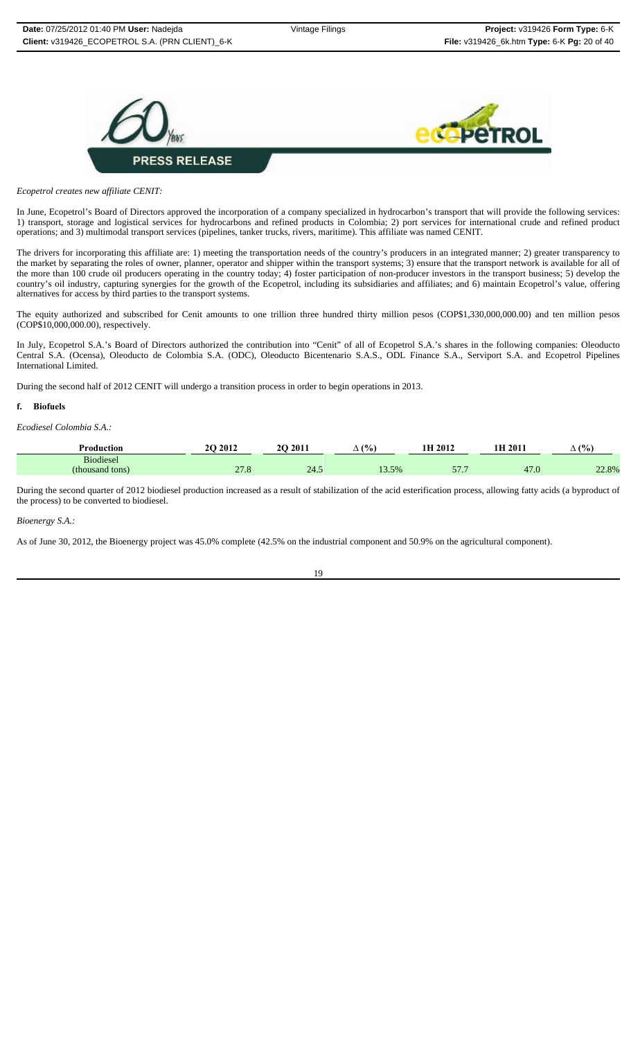*Ecopetrol creates new affiliate CENIT:*

In June, Ecopetrol's Board of Directors approved the incorporation of a company specialized in hydrocarbon's transport that will provide the following services: 1) transport, storage and logistical services for hydrocarbons and refined products in Colombia; 2) port services for international crude and refined product operations; and 3) multimodal transport services (pipelines, tanker trucks, rivers, maritime). This affiliate was named CENIT.

The drivers for incorporating this affiliate are: 1) meeting the transportation needs of the country's producers in an integrated manner; 2) greater transparency to the market by separating the roles of owner, planner, operator and shipper within the transport systems; 3) ensure that the transport network is available for all of the more than 100 crude oil producers operating in the country today; 4) foster participation of non-producer investors in the transport business; 5) develop the country's oil industry, capturing synergies for the growth of the Ecopetrol, including its subsidiaries and affiliates; and 6) maintain Ecopetrol's value, offering alternatives for access by third parties to the transport systems.

The equity authorized and subscribed for Cenit amounts to one trillion three hundred thirty million pesos (COP$1,330,000,000.00) and ten million pesos (COP$10,000,000.00), respectively.

In July, Ecopetrol S.A.'s Board of Directors authorized the contribution into "Cenit" of all of Ecopetrol S.A.'s shares in the following companies: Oleoducto Central S.A. (Ocensa), Oleoducto de Colombia S.A. (ODC), Oleoducto Bicentenario S.A.S., ODL Finance S.A., Serviport S.A. and Ecopetrol Pipelines International Limited.

During the second half of 2012 CENIT will undergo a transition process in order to begin operations in 2013.

## f. Biofuels

*Ecodiesel Colombia S.A.:*

| Production | 2Q 2012 | 2Q 2011 | Δ (%) | 1H 2012 | 1H 2011 | Δ (%) |
|---|---|---|---|---|---|---|
| Biodiesel (thousand tons) | 27.8 | 24.5 | 13.5% | 57.7 | 47.0 | 22.8% |

During the second quarter of 2012 biodiesel production increased as a result of stabilization of the acid esterification process, allowing fatty acids (a byproduct of the process) to be converted to biodiesel.

*Bioenergy S.A.:*

As of June 30, 2012, the Bioenergy project was 45.0% complete (42.5% on the industrial component and 50.9% on the agricultural component).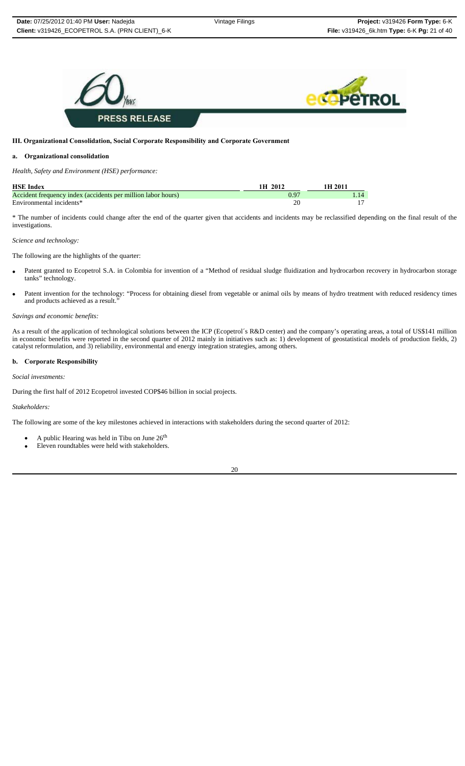### III. Organizational Consolidation, Social Corporate Responsibility and Corporate Government

#### a. Organizational consolidation

*Health, Safety and Environment (HSE) performance:*

| HSE Index | 1H 2012 | 1H 2011 |
|---|---|---|
| Accident frequency index (accidents per million labor hours) | 0.97 | 1.14 |
| Environmental incidents* | 20 | 17 |

\* The number of incidents could change after the end of the quarter given that accidents and incidents may be reclassified depending on the final result of the investigations.

*Science and technology:*

The following are the highlights of the quarter:

- Patent granted to Ecopetrol S.A. in Colombia for invention of a "Method of residual sludge fluidization and hydrocarbon recovery in hydrocarbon storage tanks" technology.
- Patent invention for the technology: "Process for obtaining diesel from vegetable or animal oils by means of hydro treatment with reduced residency times and products achieved as a result."

*Savings and economic benefits:*

As a result of the application of technological solutions between the ICP (Ecopetrol´s R&D center) and the company's operating areas, a total of US$141 million in economic benefits were reported in the second quarter of 2012 mainly in initiatives such as: 1) development of geostatistical models of production fields, 2) catalyst reformulation, and 3) reliability, environmental and energy integration strategies, among others.

#### b. Corporate Responsibility

*Social investments:*

During the first half of 2012 Ecopetrol invested COP$46 billion in social projects.

*Stakeholders:*

The following are some of the key milestones achieved in interactions with stakeholders during the second quarter of 2012:

- A public Hearing was held in Tibu on June 26th
- Eleven roundtables were held with stakeholders.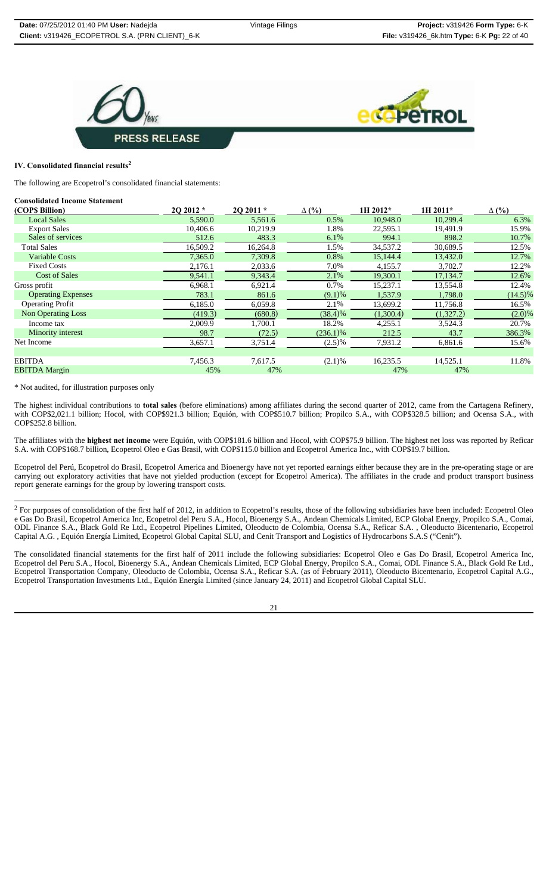## IV. Consolidated financial results[2]

The following are Ecopetrol's consolidated financial statements:

**Consolidated Income Statement**

| (COP$ Billion) | 2Q 2012 * | 2Q 2011 * | Δ (%) | 1H 2012* | 1H 2011* | Δ (%) |
|---|---|---|---|---|---|---|
| Local Sales | 5,590.0 | 5,561.6 | 0.5% | 10,948.0 | 10,299.4 | 6.3% |
| Export Sales | 10,406.6 | 10,219.9 | 1.8% | 22,595.1 | 19,491.9 | 15.9% |
| Sales of services | 512.6 | 483.3 | 6.1% | 994.1 | 898.2 | 10.7% |
| Total Sales | 16,509.2 | 16,264.8 | 1.5% | 34,537.2 | 30,689.5 | 12.5% |
| Variable Costs | 7,365.0 | 7,309.8 | 0.8% | 15,144.4 | 13,432.0 | 12.7% |
| Fixed Costs | 2,176.1 | 2,033.6 | 7.0% | 4,155.7 | 3,702.7 | 12.2% |
| Cost of Sales | 9,541.1 | 9,343.4 | 2.1% | 19,300.1 | 17,134.7 | 12.6% |
| Gross profit | 6,968.1 | 6,921.4 | 0.7% | 15,237.1 | 13,554.8 | 12.4% |
| Operating Expenses | 783.1 | 861.6 | (9.1)% | 1,537.9 | 1,798.0 | (14.5)% |
| Operating Profit | 6,185.0 | 6,059.8 | 2.1% | 13,699.2 | 11,756.8 | 16.5% |
| Non Operating Loss | (419.3) | (680.8) | (38.4)% | (1,300.4) | (1,327.2) | (2.0)% |
| Income tax | 2,009.9 | 1,700.1 | 18.2% | 4,255.1 | 3,524.3 | 20.7% |
| Minority interest | 98.7 | (72.5) | (236.1)% | 212.5 | 43.7 | 386.3% |
| Net Income | 3,657.1 | 3,751.4 | (2.5)% | 7,931.2 | 6,861.6 | 15.6% |
| | | | | | | |
| EBITDA | 7,456.3 | 7,617.5 | (2.1)% | 16,235.5 | 14,525.1 | 11.8% |
| EBITDA Margin | 45% | 47% | | 47% | 47% | |

\* Not audited, for illustration purposes only

The highest individual contributions to **total sales** (before eliminations) among affiliates during the second quarter of 2012, came from the Cartagena Refinery, with COP$2,021.1 billion; Hocol, with COP$921.3 billion; Equión, with COP$510.7 billion; Propilco S.A., with COP$328.5 billion; and Ocensa S.A., with COP$252.8 billion.

The affiliates with the **highest net income** were Equión, with COP$181.6 billion and Hocol, with COP$75.9 billion. The highest net loss was reported by Reficar S.A. with COP$168.7 billion, Ecopetrol Oleo e Gas Brasil, with COP$115.0 billion and Ecopetrol America Inc., with COP$19.7 billion.

Ecopetrol del Perú, Ecopetrol do Brasil, Ecopetrol America and Bioenergy have not yet reported earnings either because they are in the pre-operating stage or are carrying out exploratory activities that have not yielded production (except for Ecopetrol America). The affiliates in the crude and product transport business report generate earnings for the group by lowering transport costs.

[2] For purposes of consolidation of the first half of 2012, in addition to Ecopetrol's results, those of the following subsidiaries have been included: Ecopetrol Oleo e Gas Do Brasil, Ecopetrol America Inc, Ecopetrol del Peru S.A., Hocol, Bioenergy S.A., Andean Chemicals Limited, ECP Global Energy, Propilco S.A., Comai, ODL Finance S.A., Black Gold Re Ltd., Ecopetrol Pipelines Limited, Oleoducto de Colombia, Ocensa S.A., Reficar S.A. , Oleoducto Bicentenario, Ecopetrol Capital A.G. , Equión Energía Limited, Ecopetrol Global Capital SLU, and Cenit Transport and Logistics of Hydrocarbons S.A.S ("Cenit").

The consolidated financial statements for the first half of 2011 include the following subsidiaries: Ecopetrol Oleo e Gas Do Brasil, Ecopetrol America Inc, Ecopetrol del Peru S.A., Hocol, Bioenergy S.A., Andean Chemicals Limited, ECP Global Energy, Propilco S.A., Comai, ODL Finance S.A., Black Gold Re Ltd., Ecopetrol Transportation Company, Oleoducto de Colombia, Ocensa S.A., Reficar S.A. (as of February 2011), Oleoducto Bicentenario, Ecopetrol Capital A.G., Ecopetrol Transportation Investments Ltd., Equión Energía Limited (since January 24, 2011) and Ecopetrol Global Capital SLU.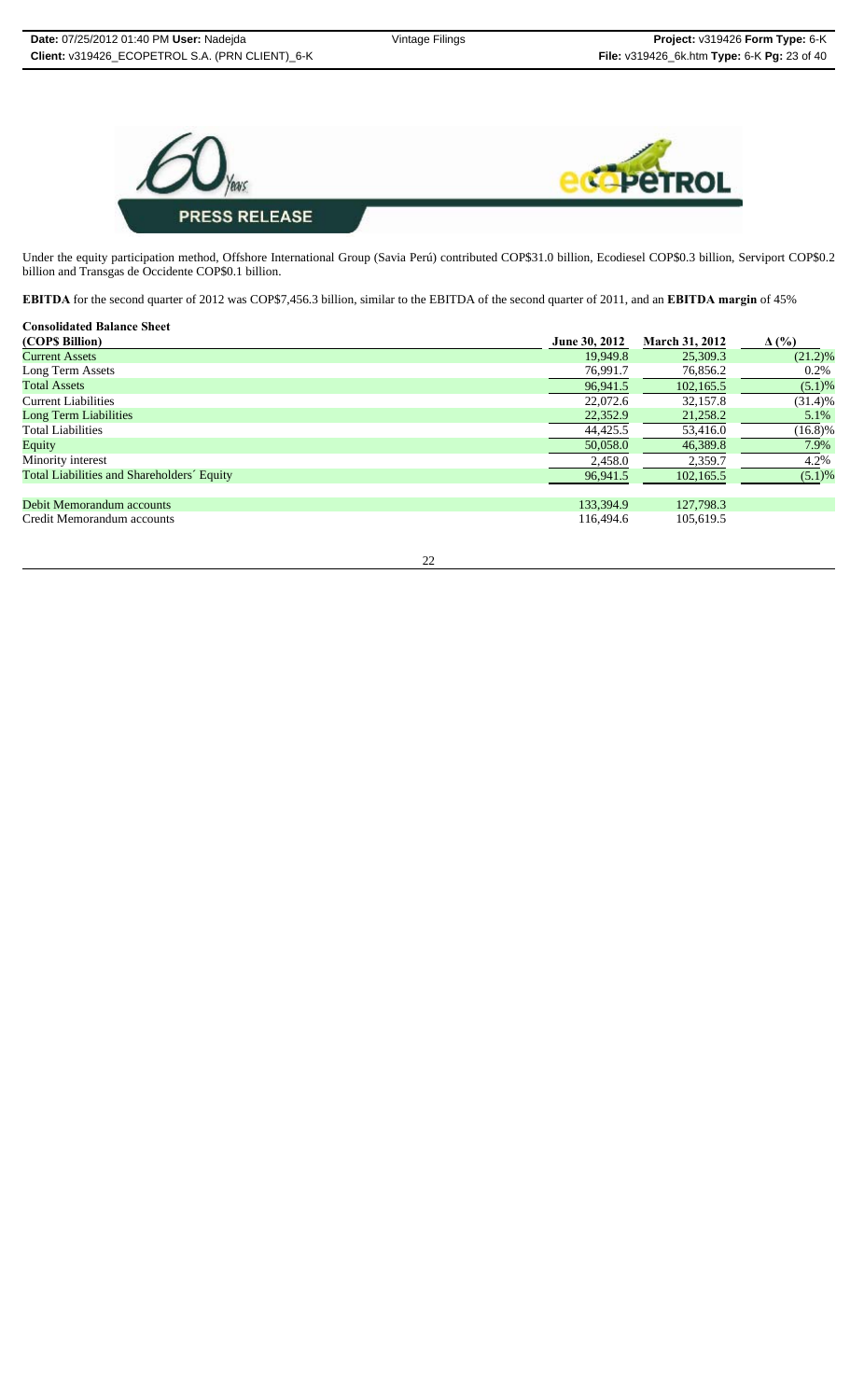Under the equity participation method, Offshore International Group (Savia Perú) contributed COP$31.0 billion, Ecodiesel COP$0.3 billion, Serviport COP$0.2 billion and Transgas de Occidente COP$0.1 billion.

**EBITDA** for the second quarter of 2012 was COP$7,456.3 billion, similar to the EBITDA of the second quarter of 2011, and an **EBITDA margin** of 45%

**Consolidated Balance Sheet**

| (COP$ Billion) | June 30, 2012 | March 31, 2012 | Δ (%) |
|---|---|---|---|
| Current Assets | 19,949.8 | 25,309.3 | (21.2)% |
| Long Term Assets | 76,991.7 | 76,856.2 | 0.2% |
| Total Assets | 96,941.5 | 102,165.5 | (5.1)% |
| Current Liabilities | 22,072.6 | 32,157.8 | (31.4)% |
| Long Term Liabilities | 22,352.9 | 21,258.2 | 5.1% |
| Total Liabilities | 44,425.5 | 53,416.0 | (16.8)% |
| Equity | 50,058.0 | 46,389.8 | 7.9% |
| Minority interest | 2,458.0 | 2,359.7 | 4.2% |
| Total Liabilities and Shareholders´ Equity | 96,941.5 | 102,165.5 | (5.1)% |
| | | | |
| Debit Memorandum accounts | 133,394.9 | 127,798.3 | |
| Credit Memorandum accounts | 116,494.6 | 105,619.5 | |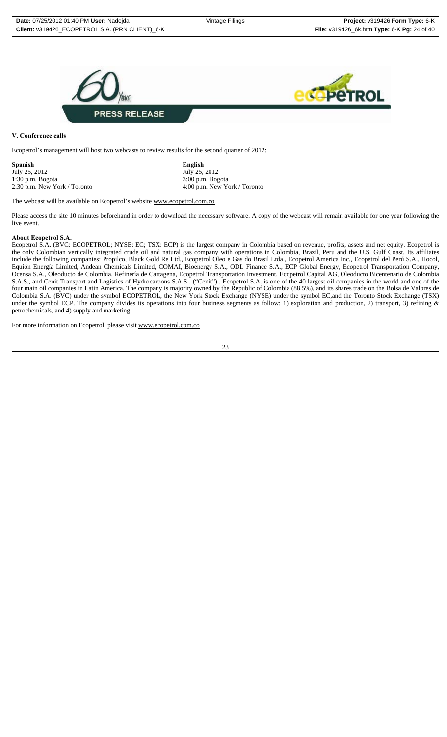**PRESS RELEASE**

**V. Conference calls**

Ecopetrol's management will host two webcasts to review results for the second quarter of 2012:

| **Spanish** | **English** |
|---|---|
| July 25, 2012 | July 25, 2012 |
| 1:30 p.m. Bogota | 3:00 p.m. Bogota |
| 2:30 p.m. New York / Toronto | 4:00 p.m. New York / Toronto |

The webcast will be available on Ecopetrol's website www.ecopetrol.com.co

Please access the site 10 minutes beforehand in order to download the necessary software. A copy of the webcast will remain available for one year following the live event.

**About Ecopetrol S.A.**

Ecopetrol S.A. (BVC: ECOPETROL; NYSE: EC; TSX: ECP) is the largest company in Colombia based on revenue, profits, assets and net equity. Ecopetrol is the only Colombian vertically integrated crude oil and natural gas company with operations in Colombia, Brazil, Peru and the U.S. Gulf Coast. Its affiliates include the following companies: Propilco, Black Gold Re Ltd., Ecopetrol Oleo e Gas do Brasil Ltda., Ecopetrol America Inc., Ecopetrol del Perú S.A., Hocol, Equión Energía Limited, Andean Chemicals Limited, COMAI, Bioenergy S.A., ODL Finance S.A., ECP Global Energy, Ecopetrol Transportation Company, Ocensa S.A., Oleoducto de Colombia, Refinería de Cartagena, Ecopetrol Transportation Investment, Ecopetrol Capital AG, Oleoducto Bicentenario de Colombia S.A.S., and Cenit Transport and Logistics of Hydrocarbons S.A.S . ("Cenit").. Ecopetrol S.A. is one of the 40 largest oil companies in the world and one of the four main oil companies in Latin America. The company is majority owned by the Republic of Colombia (88.5%), and its shares trade on the Bolsa de Valores de Colombia S.A. (BVC) under the symbol ECOPETROL, the New York Stock Exchange (NYSE) under the symbol EC,and the Toronto Stock Exchange (TSX) under the symbol ECP. The company divides its operations into four business segments as follow: 1) exploration and production, 2) transport, 3) refining & petrochemicals, and 4) supply and marketing.

For more information on Ecopetrol, please visit www.ecopetrol.com.co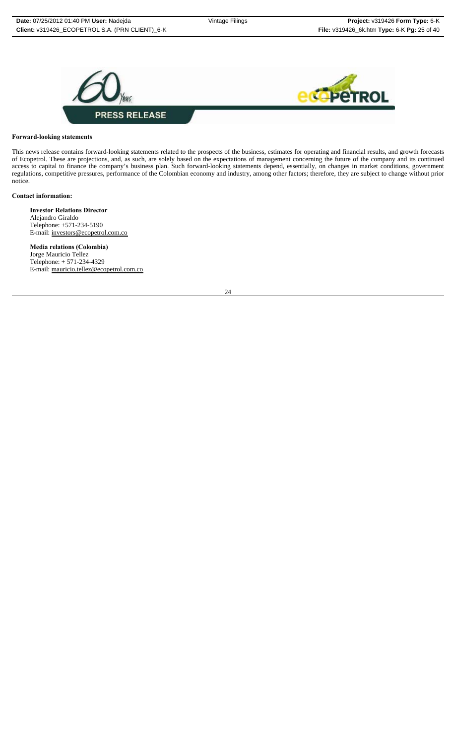**Forward-looking statements**

This news release contains forward-looking statements related to the prospects of the business, estimates for operating and financial results, and growth forecasts of Ecopetrol. These are projections, and, as such, are solely based on the expectations of management concerning the future of the company and its continued access to capital to finance the company's business plan. Such forward-looking statements depend, essentially, on changes in market conditions, government regulations, competitive pressures, performance of the Colombian economy and industry, among other factors; therefore, they are subject to change without prior notice.

**Contact information:**

**Investor Relations Director**
Alejandro Giraldo
Telephone: +571-234-5190
E-mail: investors@ecopetrol.com.co

**Media relations (Colombia)**
Jorge Mauricio Tellez
Telephone: + 571-234-4329
E-mail: mauricio.tellez@ecopetrol.com.co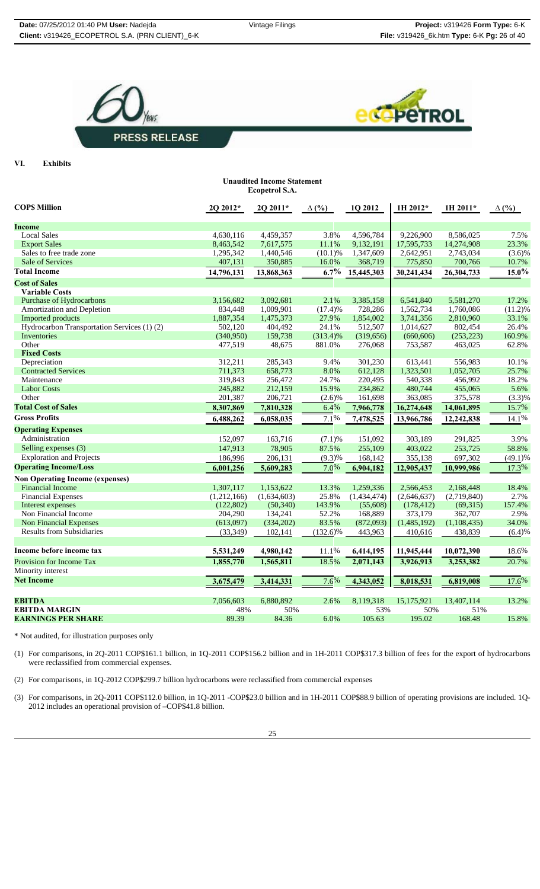PRESS RELEASE

## VI. Exhibits

**Unaudited Income Statement**
**Ecopetrol S.A.**

| COP$ Million | 2Q 2012* | 2Q 2011* | Δ (%) | 1Q 2012 | 1H 2012* | 1H 2011* | Δ (%) |
|---|---|---|---|---|---|---|---|
| **Income** | | | | | | | |
| Local Sales | 4,630,116 | 4,459,357 | 3.8% | 4,596,784 | 9,226,900 | 8,586,025 | 7.5% |
| Export Sales | 8,463,542 | 7,617,575 | 11.1% | 9,132,191 | 17,595,733 | 14,274,908 | 23.3% |
| Sales to free trade zone | 1,295,342 | 1,440,546 | (10.1)% | 1,347,609 | 2,642,951 | 2,743,034 | (3.6)% |
| Sale of Services | 407,131 | 350,885 | 16.0% | 368,719 | 775,850 | 700,766 | 10.7% |
| **Total Income** | **14,796,131** | **13,868,363** | **6.7%** | **15,445,303** | **30,241,434** | **26,304,733** | **15.0%** |
| **Cost of Sales** | | | | | | | |
| **Variable Costs** | | | | | | | |
| Purchase of Hydrocarbons | 3,156,682 | 3,092,681 | 2.1% | 3,385,158 | 6,541,840 | 5,581,270 | 17.2% |
| Amortization and Depletion | 834,448 | 1,009,901 | (17.4)% | 728,286 | 1,562,734 | 1,760,086 | (11.2)% |
| Imported products | 1,887,354 | 1,475,373 | 27.9% | 1,854,002 | 3,741,356 | 2,810,960 | 33.1% |
| Hydrocarbon Transportation Services (1) (2) | 502,120 | 404,492 | 24.1% | 512,507 | 1,014,627 | 802,454 | 26.4% |
| Inventories | (340,950) | 159,738 | (313.4)% | (319,656) | (660,606) | (253,223) | 160.9% |
| Other | 477,519 | 48,675 | 881.0% | 276,068 | 753,587 | 463,025 | 62.8% |
| **Fixed Costs** | | | | | | | |
| Depreciation | 312,211 | 285,343 | 9.4% | 301,230 | 613,441 | 556,983 | 10.1% |
| Contracted Services | 711,373 | 658,773 | 8.0% | 612,128 | 1,323,501 | 1,052,705 | 25.7% |
| Maintenance | 319,843 | 256,472 | 24.7% | 220,495 | 540,338 | 456,992 | 18.2% |
| Labor Costs | 245,882 | 212,159 | 15.9% | 234,862 | 480,744 | 455,065 | 5.6% |
| Other | 201,387 | 206,721 | (2.6)% | 161,698 | 363,085 | 375,578 | (3.3)% |
| **Total Cost of Sales** | **8,307,869** | **7,810,328** | 6.4% | **7,966,778** | **16,274,648** | **14,061,895** | 15.7% |
| **Gross Profits** | **6,488,262** | **6,058,035** | 7.1% | **7,478,525** | **13,966,786** | **12,242,838** | 14.1% |
| **Operating Expenses** | | | | | | | |
| Administration | 152,097 | 163,716 | (7.1)% | 151,092 | 303,189 | 291,825 | 3.9% |
| Selling expenses (3) | 147,913 | 78,905 | 87.5% | 255,109 | 403,022 | 253,725 | 58.8% |
| Exploration and Projects | 186,996 | 206,131 | (9.3)% | 168,142 | 355,138 | 697,302 | (49.1)% |
| **Operating Income/Loss** | **6,001,256** | **5,609,283** | 7.0% | **6,904,182** | **12,905,437** | **10,999,986** | 17.3% |
| **Non Operating Income (expenses)** | | | | | | | |
| Financial Income | 1,307,117 | 1,153,622 | 13.3% | 1,259,336 | 2,566,453 | 2,168,448 | 18.4% |
| Financial Expenses | (1,212,166) | (1,634,603) | 25.8% | (1,434,474) | (2,646,637) | (2,719,840) | 2.7% |
| Interest expenses | (122,802) | (50,340) | 143.9% | (55,608) | (178,412) | (69,315) | 157.4% |
| Non Financial Income | 204,290 | 134,241 | 52.2% | 168,889 | 373,179 | 362,707 | 2.9% |
| Non Financial Expenses | (613,097) | (334,202) | 83.5% | (872,093) | (1,485,192) | (1,108,435) | 34.0% |
| Results from Subsidiaries | (33,349) | 102,141 | (132.6)% | 443,963 | 410,616 | 438,839 | (6.4)% |
| **Income before income tax** | **5,531,249** | **4,980,142** | 11.1% | **6,414,195** | **11,945,444** | **10,072,390** | 18.6% |
| Provision for Income Tax | **1,855,770** | **1,565,811** | 18.5% | **2,071,143** | **3,926,913** | **3,253,382** | 20.7% |
| Minority interest | | | | | | | |
| **Net Income** | **3,675,479** | **3,414,331** | 7.6% | **4,343,052** | **8,018,531** | **6,819,008** | 17.6% |
| **EBITDA** | 7,056,603 | 6,880,892 | 2.6% | 8,119,318 | 15,175,921 | 13,407,114 | 13.2% |
| **EBITDA MARGIN** | 48% | 50% | | 53% | 50% | 51% | |
| **EARNINGS PER SHARE** | 89.39 | 84.36 | 6.0% | 105.63 | 195.02 | 168.48 | 15.8% |

\* Not audited, for illustration purposes only

(1) For comparisons, in 2Q-2011 COP$161.1 billion, in 1Q-2011 COP$156.2 billion and in 1H-2011 COP$317.3 billion of fees for the export of hydrocarbons were reclassified from commercial expenses.

(2) For comparisons, in 1Q-2012 COP$299.7 billion hydrocarbons were reclassified from commercial expenses

(3) For comparisons, in 2Q-2011 COP$112.0 billion, in 1Q-2011 -COP$23.0 billion and in 1H-2011 COP$88.9 billion of operating provisions are included. 1Q-2012 includes an operational provision of –COP$41.8 billion.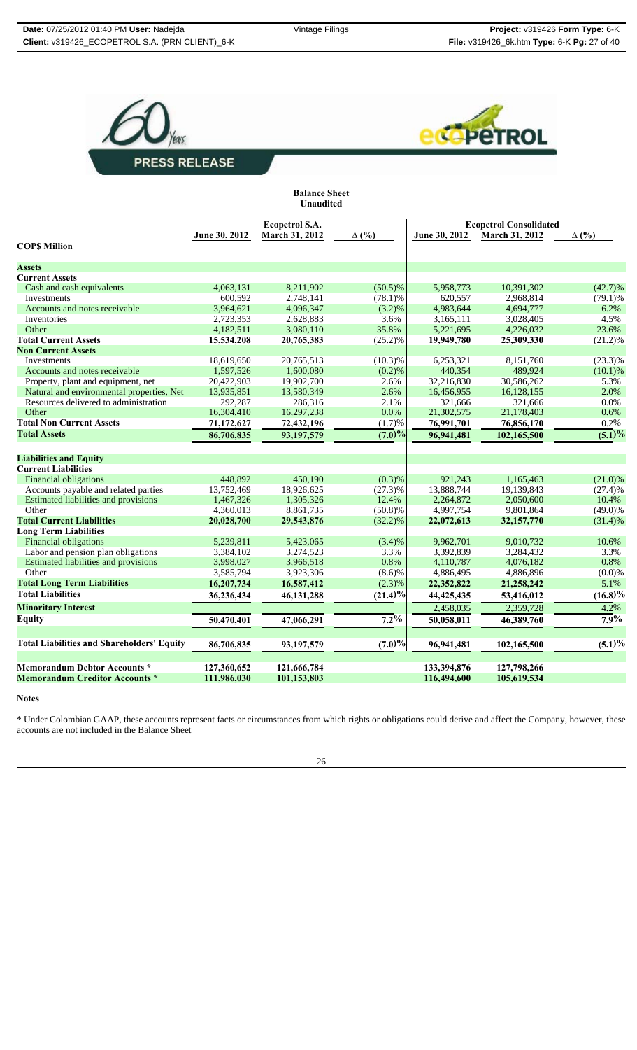PRESS RELEASE

**Balance Sheet**
**Unaudited**

| COP$ Million | Ecopetrol S.A. | | | Ecopetrol Consolidated | | |
|---|---|---|---|---|---|---|
| | June 30, 2012 | March 31, 2012 | ∆ (%) | June 30, 2012 | March 31, 2012 | ∆ (%) |
| **Assets** | | | | | | |
| **Current Assets** | | | | | | |
| Cash and cash equivalents | 4,063,131 | 8,211,902 | (50.5)% | 5,958,773 | 10,391,302 | (42.7)% |
| Investments | 600,592 | 2,748,141 | (78.1)% | 620,557 | 2,968,814 | (79.1)% |
| Accounts and notes receivable | 3,964,621 | 4,096,347 | (3.2)% | 4,983,644 | 4,694,777 | 6.2% |
| Inventories | 2,723,353 | 2,628,883 | 3.6% | 3,165,111 | 3,028,405 | 4.5% |
| Other | 4,182,511 | 3,080,110 | 35.8% | 5,221,695 | 4,226,032 | 23.6% |
| **Total Current Assets** | **15,534,208** | **20,765,383** | (25.2)% | **19,949,780** | **25,309,330** | (21.2)% |
| **Non Current Assets** | | | | | | |
| Investments | 18,619,650 | 20,765,513 | (10.3)% | 6,253,321 | 8,151,760 | (23.3)% |
| Accounts and notes receivable | 1,597,526 | 1,600,080 | (0.2)% | 440,354 | 489,924 | (10.1)% |
| Property, plant and equipment, net | 20,422,903 | 19,902,700 | 2.6% | 32,216,830 | 30,586,262 | 5.3% |
| Natural and environmental properties, Net | 13,935,851 | 13,580,349 | 2.6% | 16,456,955 | 16,128,155 | 2.0% |
| Resources delivered to administration | 292,287 | 286,316 | 2.1% | 321,666 | 321,666 | 0.0% |
| Other | 16,304,410 | 16,297,238 | 0.0% | 21,302,575 | 21,178,403 | 0.6% |
| **Total Non Current Assets** | **71,172,627** | **72,432,196** | (1.7)% | **76,991,701** | **76,856,170** | 0.2% |
| **Total Assets** | **86,706,835** | **93,197,579** | **(7.0)%** | **96,941,481** | **102,165,500** | **(5.1)%** |
| **Liabilities and Equity** | | | | | | |
| **Current Liabilities** | | | | | | |
| Financial obligations | 448,892 | 450,190 | (0.3)% | 921,243 | 1,165,463 | (21.0)% |
| Accounts payable and related parties | 13,752,469 | 18,926,625 | (27.3)% | 13,888,744 | 19,139,843 | (27.4)% |
| Estimated liabilities and provisions | 1,467,326 | 1,305,326 | 12.4% | 2,264,872 | 2,050,600 | 10.4% |
| Other | 4,360,013 | 8,861,735 | (50.8)% | 4,997,754 | 9,801,864 | (49.0)% |
| **Total Current Liabilities** | **20,028,700** | **29,543,876** | (32.2)% | **22,072,613** | **32,157,770** | (31.4)% |
| **Long Term Liabilities** | | | | | | |
| Financial obligations | 5,239,811 | 5,423,065 | (3.4)% | 9,962,701 | 9,010,732 | 10.6% |
| Labor and pension plan obligations | 3,384,102 | 3,274,523 | 3.3% | 3,392,839 | 3,284,432 | 3.3% |
| Estimated liabilities and provisions | 3,998,027 | 3,966,518 | 0.8% | 4,110,787 | 4,076,182 | 0.8% |
| Other | 3,585,794 | 3,923,306 | (8.6)% | 4,886,495 | 4,886,896 | (0.0)% |
| **Total Long Term Liabilities** | **16,207,734** | **16,587,412** | (2.3)% | **22,352,822** | **21,258,242** | 5.1% |
| **Total Liabilities** | **36,236,434** | **46,131,288** | **(21.4)%** | **44,425,435** | **53,416,012** | **(16.8)%** |
| **Minoritary Interest** | | | | 2,458,035 | 2,359,728 | 4.2% |
| **Equity** | **50,470,401** | **47,066,291** | **7.2%** | **50,058,011** | **46,389,760** | **7.9%** |
| **Total Liabilities and Shareholders' Equity** | **86,706,835** | **93,197,579** | **(7.0)%** | **96,941,481** | **102,165,500** | **(5.1)%** |
| **Memorandum Debtor Accounts *** | **127,360,652** | **121,666,784** | | **133,394,876** | **127,798,266** | |
| **Memorandum Creditor Accounts *** | **111,986,030** | **101,153,803** | | **116,494,600** | **105,619,534** | |

**Notes**

* Under Colombian GAAP, these accounts represent facts or circumstances from which rights or obligations could derive and affect the Company, however, these accounts are not included in the Balance Sheet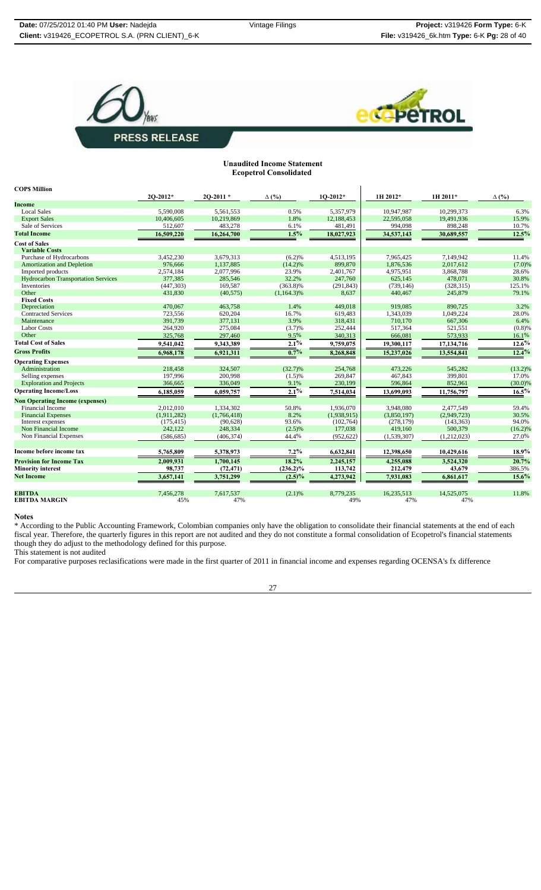**PRESS RELEASE**

**Unaudited Income Statement**
**Ecopetrol Consolidated**

| COP$ Million | 2Q-2012* | 2Q-2011 * | Δ (%) | 1Q-2012* | 1H 2012* | 1H 2011* | Δ (%) |
|---|---|---|---|---|---|---|---|
| **Income** | | | | | | | |
| Local Sales | 5,590,008 | 5,561,553 | 0.5% | 5,357,979 | 10,947,987 | 10,299,373 | 6.3% |
| Export Sales | 10,406,605 | 10,219,869 | 1.8% | 12,188,453 | 22,595,058 | 19,491,936 | 15.9% |
| Sale of Services | 512,607 | 483,278 | 6.1% | 481,491 | 994,098 | 898,248 | 10.7% |
| **Total Income** | **16,509,220** | **16,264,700** | **1.5%** | **18,027,923** | **34,537,143** | **30,689,557** | **12.5%** |
| **Cost of Sales** | | | | | | | |
| **Variable Costs** | | | | | | | |
| Purchase of Hydrocarbons | 3,452,230 | 3,679,313 | (6.2)% | 4,513,195 | 7,965,425 | 7,149,942 | 11.4% |
| Amortization and Depletion | 976,666 | 1,137,885 | (14.2)% | 899,870 | 1,876,536 | 2,017,612 | (7.0)% |
| Imported products | 2,574,184 | 2,077,996 | 23.9% | 2,401,767 | 4,975,951 | 3,868,788 | 28.6% |
| Hydrocarbon Transportation Services | 377,385 | 285,546 | 32.2% | 247,760 | 625,145 | 478,071 | 30.8% |
| Inventories | (447,303) | 169,587 | (363.8)% | (291,843) | (739,146) | (328,315) | 125.1% |
| Other | 431,830 | (40,575) | (1,164.3)% | 8,637 | 440,467 | 245,879 | 79.1% |
| **Fixed Costs** | | | | | | | |
| Depreciation | 470,067 | 463,758 | 1.4% | 449,018 | 919,085 | 890,725 | 3.2% |
| Contracted Services | 723,556 | 620,204 | 16.7% | 619,483 | 1,343,039 | 1,049,224 | 28.0% |
| Maintenance | 391,739 | 377,131 | 3.9% | 318,431 | 710,170 | 667,306 | 6.4% |
| Labor Costs | 264,920 | 275,084 | (3.7)% | 252,444 | 517,364 | 521,551 | (0.8)% |
| Other | 325,768 | 297,460 | 9.5% | 340,313 | 666,081 | 573,933 | 16.1% |
| **Total Cost of Sales** | **9,541,042** | **9,343,389** | **2.1%** | **9,759,075** | **19,300,117** | **17,134,716** | **12.6%** |
| **Gross Profits** | **6,968,178** | **6,921,311** | **0.7%** | **8,268,848** | **15,237,026** | **13,554,841** | **12.4%** |
| **Operating Expenses** | | | | | | | |
| Administration | 218,458 | 324,507 | (32.7)% | 254,768 | 473,226 | 545,282 | (13.2)% |
| Selling expenses | 197,996 | 200,998 | (1.5)% | 269,847 | 467,843 | 399,801 | 17.0% |
| Exploration and Projects | 366,665 | 336,049 | 9.1% | 230,199 | 596,864 | 852,961 | (30.0)% |
| **Operating Income/Loss** | **6,185,059** | **6,059,757** | **2.1%** | **7,514,034** | **13,699,093** | **11,756,797** | **16.5%** |
| **Non Operating Income (expenses)** | | | | | | | |
| Financial Income | 2,012,010 | 1,334,302 | 50.8% | 1,936,070 | 3,948,080 | 2,477,549 | 59.4% |
| Financial Expenses | (1,911,282) | (1,766,418) | 8.2% | (1,938,915) | (3,850,197) | (2,949,723) | 30.5% |
| Interest expenses | (175,415) | (90,628) | 93.6% | (102,764) | (278,179) | (143,363) | 94.0% |
| Non Financial Income | 242,122 | 248,334 | (2.5)% | 177,038 | 419,160 | 500,379 | (16.2)% |
| Non Financial Expenses | (586,685) | (406,374) | 44.4% | (952,622) | (1,539,307) | (1,212,023) | 27.0% |
| **Income before income tax** | **5,765,809** | **5,378,973** | **7.2%** | **6,632,841** | **12,398,650** | **10,429,616** | **18.9%** |
| **Provision for Income Tax** | **2,009,931** | **1,700,145** | **18.2%** | **2,245,157** | **4,255,088** | **3,524,320** | **20.7%** |
| **Minority interest** | **98,737** | **(72,471)** | **(236.2)%** | **113,742** | **212,479** | **43,679** | **386.5%** |
| **Net Income** | **3,657,141** | **3,751,299** | **(2.5)%** | **4,273,942** | **7,931,083** | **6,861,617** | **15.6%** |
| **EBITDA** | 7,456,278 | 7,617,537 | (2.1)% | 8,779,235 | 16,235,513 | 14,525,075 | 11.8% |
| **EBITDA MARGIN** | 45% | 47% | | 49% | 47% | 47% | |

**Notes**

* According to the Public Accounting Framework, Colombian companies only have the obligation to consolidate their financial statements at the end of each fiscal year. Therefore, the quarterly figures in this report are not audited and they do not constitute a formal consolidation of Ecopetrol's financial statements though they do adjust to the methodology defined for this purpose.

This statement is not audited

For comparative purposes reclasifications were made in the first quarter of 2011 in financial income and expenses regarding OCENSA's fx difference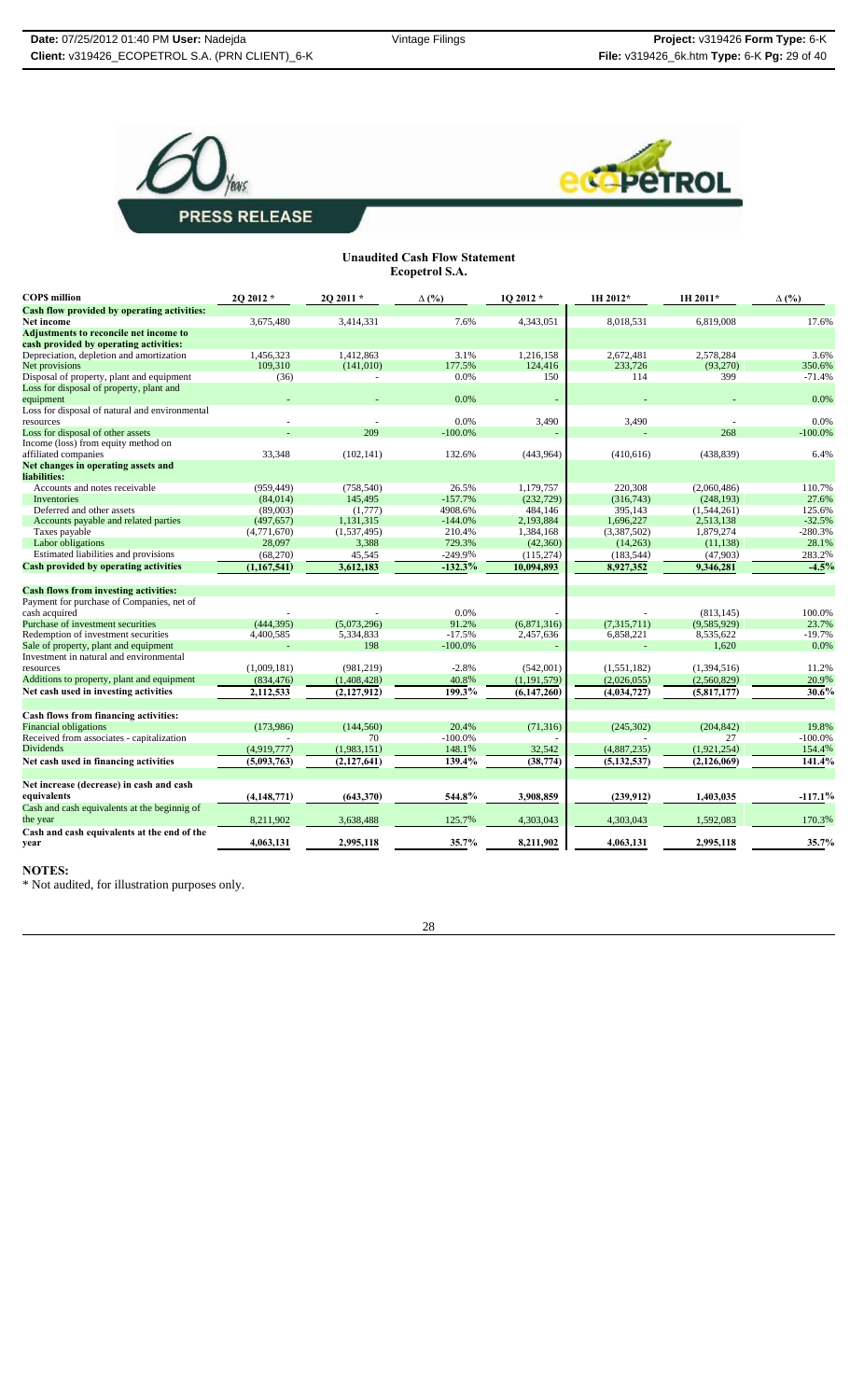PRESS RELEASE

## Unaudited Cash Flow Statement
### Ecopetrol S.A.

| COP$ million | 2Q 2012 * | 2Q 2011 * | ∆ (%) | 1Q 2012 * | 1H 2012* | 1H 2011* | ∆ (%) |
|---|---|---|---|---|---|---|---|
| **Cash flow provided by operating activities:** | | | | | | | |
| **Net income** | 3,675,480 | 3,414,331 | 7.6% | 4,343,051 | 8,018,531 | 6,819,008 | 17.6% |
| **Adjustments to reconcile net income to cash provided by operating activities:** | | | | | | | |
| Depreciation, depletion and amortization | 1,456,323 | 1,412,863 | 3.1% | 1,216,158 | 2,672,481 | 2,578,284 | 3.6% |
| Net provisions | 109,310 | (141,010) | 177.5% | 124,416 | 233,726 | (93,270) | 350.6% |
| Disposal of property, plant and equipment | (36) | - | 0.0% | 150 | 114 | 399 | -71.4% |
| Loss for disposal of property, plant and equipment | - | - | 0.0% | - | - | - | 0.0% |
| Loss for disposal of natural and environmental resources | - | - | 0.0% | 3,490 | 3,490 | - | 0.0% |
| Loss for disposal of other assets | - | 209 | -100.0% | - | - | 268 | -100.0% |
| Income (loss) from equity method on affiliated companies | 33,348 | (102,141) | 132.6% | (443,964) | (410,616) | (438,839) | 6.4% |
| **Net changes in operating assets and liabilities:** | | | | | | | |
| Accounts and notes receivable | (959,449) | (758,540) | 26.5% | 1,179,757 | 220,308 | (2,060,486) | 110.7% |
| Inventories | (84,014) | 145,495 | -157.7% | (232,729) | (316,743) | (248,193) | 27.6% |
| Deferred and other assets | (89,003) | (1,777) | 4908.6% | 484,146 | 395,143 | (1,544,261) | 125.6% |
| Accounts payable and related parties | (497,657) | 1,131,315 | -144.0% | 2,193,884 | 1,696,227 | 2,513,138 | -32.5% |
| Taxes payable | (4,771,670) | (1,537,495) | 210.4% | 1,384,168 | (3,387,502) | 1,879,274 | -280.3% |
| Labor obligations | 28,097 | 3,388 | 729.3% | (42,360) | (14,263) | (11,138) | 28.1% |
| Estimated liabilities and provisions | (68,270) | 45,545 | -249.9% | (115,274) | (183,544) | (47,903) | 283.2% |
| **Cash provided by operating activities** | **(1,167,541)** | **3,612,183** | **-132.3%** | **10,094,893** | **8,927,352** | **9,346,281** | **-4.5%** |
| | | | | | | | |
| **Cash flows from investing activities:** | | | | | | | |
| Payment for purchase of Companies, net of cash acquired | - | - | 0.0% | - | - | (813,145) | 100.0% |
| Purchase of investment securities | (444,395) | (5,073,296) | 91.2% | (6,871,316) | (7,315,711) | (9,585,929) | 23.7% |
| Redemption of investment securities | 4,400,585 | 5,334,833 | -17.5% | 2,457,636 | 6,858,221 | 8,535,622 | -19.7% |
| Sale of property, plant and equipment | - | 198 | -100.0% | - | - | 1,620 | 0.0% |
| Investment in natural and environmental resources | (1,009,181) | (981,219) | -2.8% | (542,001) | (1,551,182) | (1,394,516) | 11.2% |
| Additions to property, plant and equipment | (834,476) | (1,408,428) | 40.8% | (1,191,579) | (2,026,055) | (2,560,829) | 20.9% |
| **Net cash used in investing activities** | **2,112,533** | **(2,127,912)** | **199.3%** | **(6,147,260)** | **(4,034,727)** | **(5,817,177)** | **30.6%** |
| | | | | | | | |
| **Cash flows from financing activities:** | | | | | | | |
| Financial obligations | (173,986) | (144,560) | 20.4% | (71,316) | (245,302) | (204,842) | 19.8% |
| Received from associates - capitalization | - | 70 | -100.0% | - | - | 27 | -100.0% |
| Dividends | (4,919,777) | (1,983,151) | 148.1% | 32,542 | (4,887,235) | (1,921,254) | 154.4% |
| **Net cash used in financing activities** | **(5,093,763)** | **(2,127,641)** | **139.4%** | **(38,774)** | **(5,132,537)** | **(2,126,069)** | **141.4%** |
| | | | | | | | |
| **Net increase (decrease) in cash and cash equivalents** | **(4,148,771)** | **(643,370)** | **544.8%** | **3,908,859** | **(239,912)** | **1,403,035** | **-117.1%** |
| Cash and cash equivalents at the beginning of the year | 8,211,902 | 3,638,488 | 125.7% | 4,303,043 | 4,303,043 | 1,592,083 | 170.3% |
| **Cash and cash equivalents at the end of the year** | **4,063,131** | **2,995,118** | **35.7%** | **8,211,902** | **4,063,131** | **2,995,118** | **35.7%** |

**NOTES:**

* Not audited, for illustration purposes only.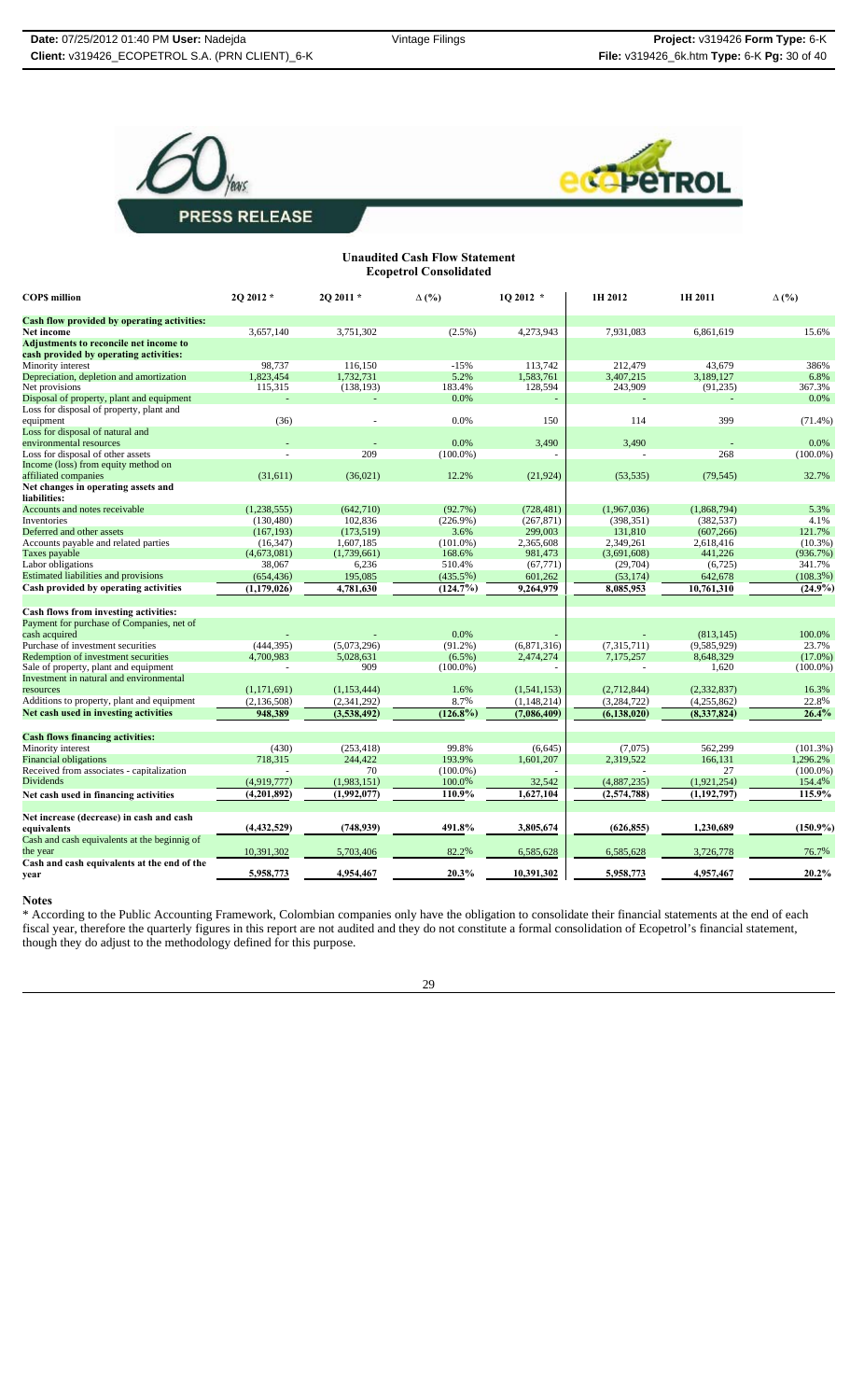**PRESS RELEASE**

**Unaudited Cash Flow Statement**
**Ecopetrol Consolidated**

| COP$ million | 2Q 2012 * | 2Q 2011 * | ∆ (%) | 1Q 2012 * | 1H 2012 | 1H 2011 | ∆ (%) |
|---|---|---|---|---|---|---|---|
| **Cash flow provided by operating activities:** | | | | | | | |
| **Net income** | 3,657,140 | 3,751,302 | (2.5%) | 4,273,943 | 7,931,083 | 6,861,619 | 15.6% |
| **Adjustments to reconcile net income to cash provided by operating activities:** | | | | | | | |
| Minority interest | 98,737 | 116,150 | -15% | 113,742 | 212,479 | 43,679 | 386% |
| Depreciation, depletion and amortization | 1,823,454 | 1,732,731 | 5.2% | 1,583,761 | 3,407,215 | 3,189,127 | 6.8% |
| Net provisions | 115,315 | (138,193) | 183.4% | 128,594 | 243,909 | (91,235) | 367.3% |
| Disposal of property, plant and equipment | - | - | 0.0% | - | - | - | 0.0% |
| Loss for disposal of property, plant and equipment | (36) | - | 0.0% | 150 | 114 | 399 | (71.4%) |
| Loss for disposal of natural and environmental resources | - | - | 0.0% | 3,490 | 3,490 | - | 0.0% |
| Loss for disposal of other assets | - | 209 | (100.0%) | - | - | 268 | (100.0%) |
| Income (loss) from equity method on affiliated companies | (31,611) | (36,021) | 12.2% | (21,924) | (53,535) | (79,545) | 32.7% |
| **Net changes in operating assets and liabilities:** | | | | | | | |
| Accounts and notes receivable | (1,238,555) | (642,710) | (92.7%) | (728,481) | (1,967,036) | (1,868,794) | 5.3% |
| Inventories | (130,480) | 102,836 | (226.9%) | (267,871) | (398,351) | (382,537) | 4.1% |
| Deferred and other assets | (167,193) | (173,519) | 3.6% | 299,003 | 131,810 | (607,266) | 121.7% |
| Accounts payable and related parties | (16,347) | 1,607,185 | (101.0%) | 2,365,608 | 2,349,261 | 2,618,416 | (10.3%) |
| Taxes payable | (4,673,081) | (1,739,661) | 168.6% | 981,473 | (3,691,608) | 441,226 | (936.7%) |
| Labor obligations | 38,067 | 6,236 | 510.4% | (67,771) | (29,704) | (6,725) | 341.7% |
| Estimated liabilities and provisions | (654,436) | 195,085 | (435.5%) | 601,262 | (53,174) | 642,678 | (108.3%) |
| **Cash provided by operating activities** | **(1,179,026)** | **4,781,630** | **(124.7%)** | **9,264,979** | **8,085,953** | **10,761,310** | **(24.9%)** |
| **Cash flows from investing activities:** | | | | | | | |
| Payment for purchase of Companies, net of cash acquired | - | - | 0.0% | - | - | (813,145) | 100.0% |
| Purchase of investment securities | (444,395) | (5,073,296) | (91.2%) | (6,871,316) | (7,315,711) | (9,585,929) | 23.7% |
| Redemption of investment securities | 4,700,983 | 5,028,631 | (6.5%) | 2,474,274 | 7,175,257 | 8,648,329 | (17.0%) |
| Sale of property, plant and equipment | - | 909 | (100.0%) | - | - | 1,620 | (100.0%) |
| Investment in natural and environmental resources | (1,171,691) | (1,153,444) | 1.6% | (1,541,153) | (2,712,844) | (2,332,837) | 16.3% |
| Additions to property, plant and equipment | (2,136,508) | (2,341,292) | 8.7% | (1,148,214) | (3,284,722) | (4,255,862) | 22.8% |
| **Net cash used in investing activities** | **948,389** | **(3,538,492)** | **(126.8%)** | **(7,086,409)** | **(6,138,020)** | **(8,337,824)** | **26.4%** |
| **Cash flows financing activities:** | | | | | | | |
| Minority interest | (430) | (253,418) | 99.8% | (6,645) | (7,075) | 562,299 | (101.3%) |
| Financial obligations | 718,315 | 244,422 | 193.9% | 1,601,207 | 2,319,522 | 166,131 | 1,296.2% |
| Received from associates - capitalization | - | 70 | (100.0%) | - | - | 27 | (100.0%) |
| Dividends | (4,919,777) | (1,983,151) | 100.0% | 32,542 | (4,887,235) | (1,921,254) | 154.4% |
| **Net cash used in financing activities** | **(4,201,892)** | **(1,992,077)** | **110.9%** | **1,627,104** | **(2,574,788)** | **(1,192,797)** | **115.9%** |
| **Net increase (decrease) in cash and cash equivalents** | **(4,432,529)** | **(748,939)** | **491.8%** | **3,805,674** | **(626,855)** | **1,230,689** | **(150.9%)** |
| Cash and cash equivalents at the beginning of the year | 10,391,302 | 5,703,406 | 82.2% | 6,585,628 | 6,585,628 | 3,726,778 | 76.7% |
| **Cash and cash equivalents at the end of the year** | **5,958,773** | **4,954,467** | **20.3%** | **10,391,302** | **5,958,773** | **4,957,467** | **20.2%** |

**Notes**

* According to the Public Accounting Framework, Colombian companies only have the obligation to consolidate their financial statements at the end of each fiscal year, therefore the quarterly figures in this report are not audited and they do not constitute a formal consolidation of Ecopetrol's financial statement, though they do adjust to the methodology defined for this purpose.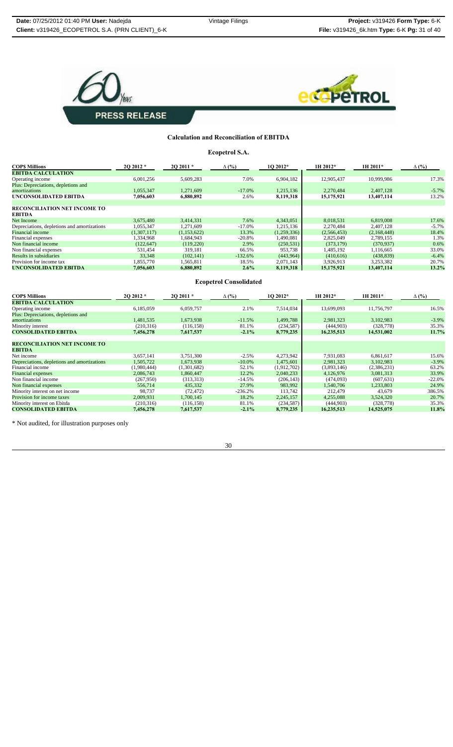# PRESS RELEASE

## Calculation and Reconciliation of EBITDA

### Ecopetrol S.A.

| COP$ Millions | 2Q 2012 * | 2Q 2011 * | Δ (%) | 1Q 2012* | 1H 2012* | 1H 2011* | Δ (%) |
|---|---|---|---|---|---|---|---|
| **EBITDA CALCULATION** | | | | | | | |
| Operating income | 6,001,256 | 5,609,283 | 7.0% | 6,904,182 | 12,905,437 | 10,999,986 | 17.3% |
| Plus: Depreciations, depletions and amortizations | 1,055,347 | 1,271,609 | -17.0% | 1,215,136 | 2,270,484 | 2,407,128 | -5.7% |
| **UNCONSOLIDATED EBITDA** | **7,056,603** | **6,880,892** | **2.6%** | **8,119,318** | **15,175,921** | **13,407,114** | **13.2%** |
| **RECONCILIATION NET INCOME TO EBITDA** | | | | | | | |
| Net Income | 3,675,480 | 3,414,331 | 7.6% | 4,343,051 | 8,018,531 | 6,819,008 | 17.6% |
| Depreciations, depletions and amortizations | 1,055,347 | 1,271,609 | -17.0% | 1,215,136 | 2,270,484 | 2,407,128 | -5.7% |
| Financial income | (1,307,117) | (1,153,622) | 13.3% | (1,259,336) | (2,566,453) | (2,168,448) | 18.4% |
| Financial expenses | 1,334,968 | 1,684,943 | -20.8% | 1,490,081 | 2,825,049 | 2,789,155 | 1.3% |
| Non financial income | (122,647) | (119,220) | 2.9% | (250,531) | (373,179) | (370,937) | 0.6% |
| Non financial expenses | 531,454 | 319,181 | 66.5% | 953,738 | 1,485,192 | 1,116,665 | 33.0% |
| Results in subsidiaries | 33,348 | (102,141) | -132.6% | (443,964) | (410,616) | (438,839) | -6.4% |
| Provision for income tax | 1,855,770 | 1,565,811 | 18.5% | 2,071,143 | 3,926,913 | 3,253,382 | 20.7% |
| **UNCONSOLIDATED EBITDA** | **7,056,603** | **6,880,892** | **2.6%** | **8,119,318** | **15,175,921** | **13,407,114** | **13.2%** |

### Ecopetrol Consolidated

| COP$ Millions | 2Q 2012 * | 2Q 2011 * | Δ (%) | 1Q 2012* | 1H 2012* | 1H 2011* | Δ (%) |
|---|---|---|---|---|---|---|---|
| **EBITDA CALCULATION** | | | | | | | |
| Operating income | 6,185,059 | 6,059,757 | 2.1% | 7,514,034 | 13,699,093 | 11,756,797 | 16.5% |
| Plus: Depreciations, depletions and amortizations | 1,481,535 | 1,673,938 | -11.5% | 1,499,788 | 2,981,323 | 3,102,983 | -3.9% |
| Minority interest | (210,316) | (116,158) | 81.1% | (234,587) | (444,903) | (328,778) | 35.3% |
| **CONSOLIDATED EBITDA** | **7,456,278** | **7,617,537** | **-2.1%** | **8,779,235** | **16,235,513** | **14,531,002** | **11.7%** |
| **RECONCILIATION NET INCOME TO EBITDA** | | | | | | | |
| Net income | 3,657,141 | 3,751,300 | -2.5% | 4,273,942 | 7,931,083 | 6,861,617 | 15.6% |
| Depreciations, depletions and amortizations | 1,505,722 | 1,673,938 | -10.0% | 1,475,601 | 2,981,323 | 3,102,983 | -3.9% |
| Financial income | (1,980,444) | (1,301,682) | 52.1% | (1,912,702) | (3,893,146) | (2,386,231) | 63.2% |
| Financial expenses | 2,086,743 | 1,860,447 | 12.2% | 2,040,233 | 4,126,976 | 3,081,313 | 33.9% |
| Non financial income | (267,950) | (313,313) | -14.5% | (206,143) | (474,093) | (607,631) | -22.0% |
| Non financial expenses | 556,714 | 435,332 | 27.9% | 983,992 | 1,540,706 | 1,233,803 | 24.9% |
| Minority interest on net income | 98,737 | (72,472) | -236.2% | 113,742 | 212,479 | 43,679 | 386.5% |
| Provision for income taxes | 2,009,931 | 1,700,145 | 18.2% | 2,245,157 | 4,255,088 | 3,524,320 | 20.7% |
| Minority interest on Ebitda | (210,316) | (116,158) | 81.1% | (234,587) | (444,903) | (328,778) | 35.3% |
| **CONSOLIDATED EBITDA** | **7,456,278** | **7,617,537** | **-2.1%** | **8,779,235** | **16,235,513** | **14,525,075** | **11.8%** |

* Not audited, for illustration purposes only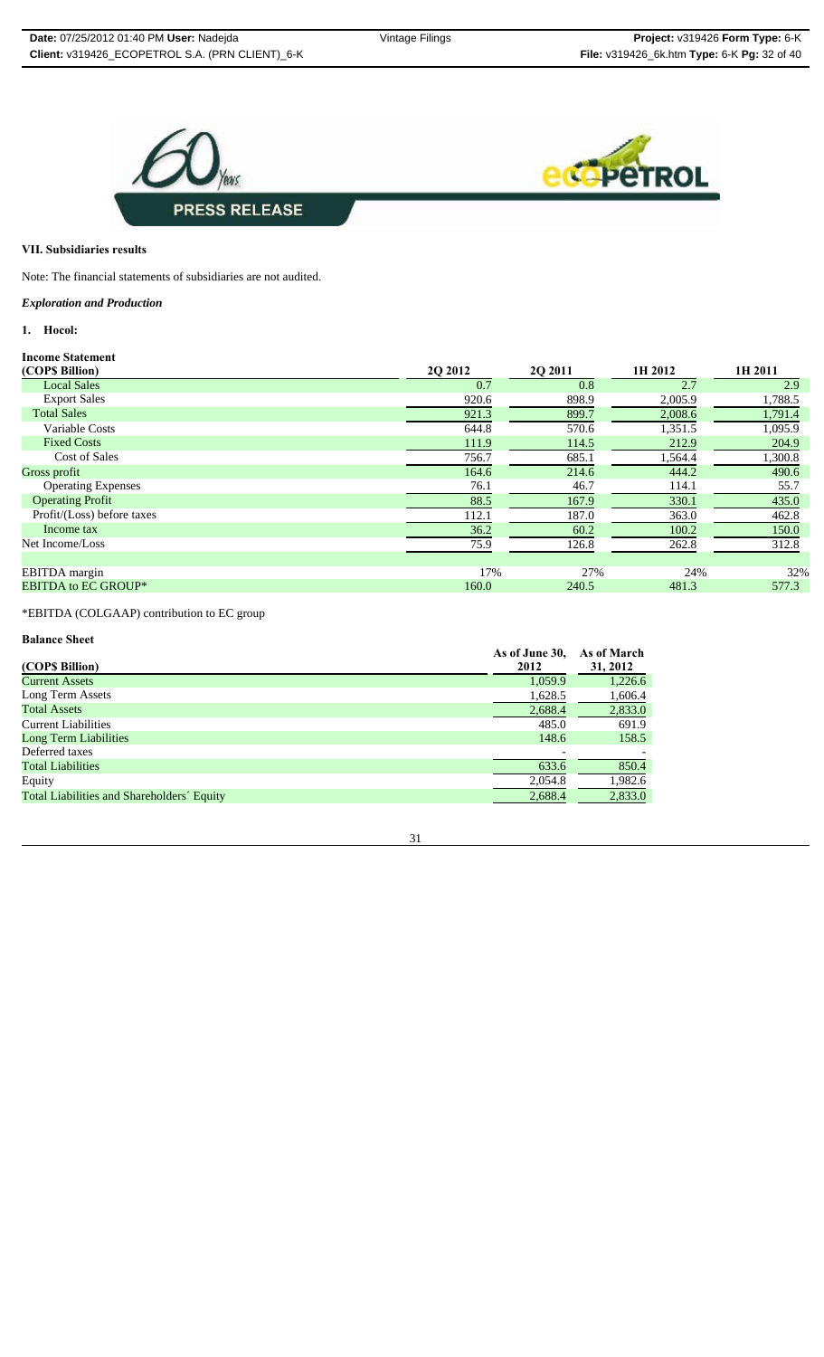### VII. Subsidiaries results

Note: The financial statements of subsidiaries are not audited.

***Exploration and Production***

**1. Hocol:**

**Income Statement**

| (COP$ Billion) | 2Q 2012 | 2Q 2011 | 1H 2012 | 1H 2011 |
|---|---|---|---|---|
| Local Sales | 0.7 | 0.8 | 2.7 | 2.9 |
| Export Sales | 920.6 | 898.9 | 2,005.9 | 1,788.5 |
| Total Sales | 921.3 | 899.7 | 2,008.6 | 1,791.4 |
| Variable Costs | 644.8 | 570.6 | 1,351.5 | 1,095.9 |
| Fixed Costs | 111.9 | 114.5 | 212.9 | 204.9 |
| Cost of Sales | 756.7 | 685.1 | 1,564.4 | 1,300.8 |
| Gross profit | 164.6 | 214.6 | 444.2 | 490.6 |
| Operating Expenses | 76.1 | 46.7 | 114.1 | 55.7 |
| Operating Profit | 88.5 | 167.9 | 330.1 | 435.0 |
| Profit/(Loss) before taxes | 112.1 | 187.0 | 363.0 | 462.8 |
| Income tax | 36.2 | 60.2 | 100.2 | 150.0 |
| Net Income/Loss | 75.9 | 126.8 | 262.8 | 312.8 |
| | | | | |
| EBITDA margin | 17% | 27% | 24% | 32% |
| EBITDA to EC GROUP* | 160.0 | 240.5 | 481.3 | 577.3 |

*EBITDA (COLGAAP) contribution to EC group

**Balance Sheet**

| (COP$ Billion) | As of June 30, 2012 | As of March 31, 2012 |
|---|---|---|
| Current Assets | 1,059.9 | 1,226.6 |
| Long Term Assets | 1,628.5 | 1,606.4 |
| Total Assets | 2,688.4 | 2,833.0 |
| Current Liabilities | 485.0 | 691.9 |
| Long Term Liabilities | 148.6 | 158.5 |
| Deferred taxes | - | - |
| Total Liabilities | 633.6 | 850.4 |
| Equity | 2,054.8 | 1,982.6 |
| Total Liabilities and Shareholders´ Equity | 2,688.4 | 2,833.0 |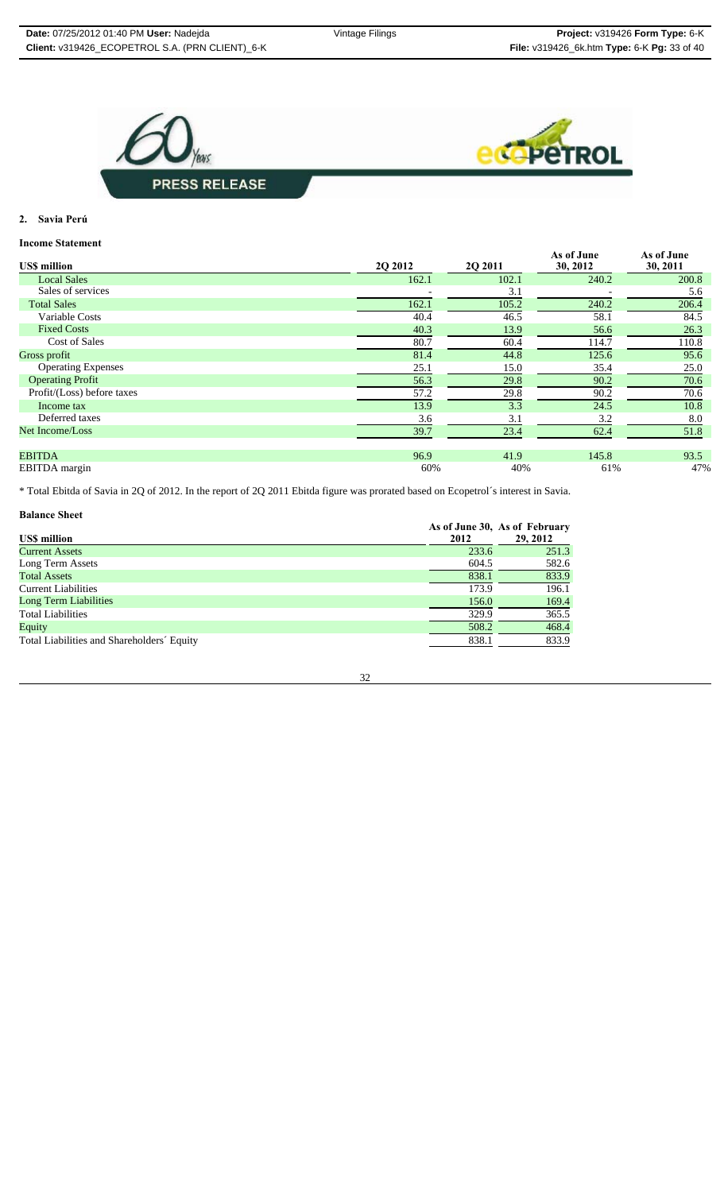## 2. Savia Perú

### Income Statement

| US$ million | 2Q 2012 | 2Q 2011 | As of June 30, 2012 | As of June 30, 2011 |
|---|---|---|---|---|
| Local Sales | 162.1 | 102.1 | 240.2 | 200.8 |
| Sales of services | - | 3.1 | - | 5.6 |
| Total Sales | 162.1 | 105.2 | 240.2 | 206.4 |
| Variable Costs | 40.4 | 46.5 | 58.1 | 84.5 |
| Fixed Costs | 40.3 | 13.9 | 56.6 | 26.3 |
| Cost of Sales | 80.7 | 60.4 | 114.7 | 110.8 |
| Gross profit | 81.4 | 44.8 | 125.6 | 95.6 |
| Operating Expenses | 25.1 | 15.0 | 35.4 | 25.0 |
| Operating Profit | 56.3 | 29.8 | 90.2 | 70.6 |
| Profit/(Loss) before taxes | 57.2 | 29.8 | 90.2 | 70.6 |
| Income tax | 13.9 | 3.3 | 24.5 | 10.8 |
| Deferred taxes | 3.6 | 3.1 | 3.2 | 8.0 |
| Net Income/Loss | 39.7 | 23.4 | 62.4 | 51.8 |
| | | | | |
| EBITDA | 96.9 | 41.9 | 145.8 | 93.5 |
| EBITDA margin | 60% | 40% | 61% | 47% |

* Total Ebitda of Savia in 2Q of 2012. In the report of 2Q 2011 Ebitda figure was prorated based on Ecopetrol´s interest in Savia.

### Balance Sheet

| US$ million | As of June 30, 2012 | As of February 29, 2012 |
|---|---|---|
| Current Assets | 233.6 | 251.3 |
| Long Term Assets | 604.5 | 582.6 |
| Total Assets | 838.1 | 833.9 |
| Current Liabilities | 173.9 | 196.1 |
| Long Term Liabilities | 156.0 | 169.4 |
| Total Liabilities | 329.9 | 365.5 |
| Equity | 508.2 | 468.4 |
| Total Liabilities and Shareholders´ Equity | 838.1 | 833.9 |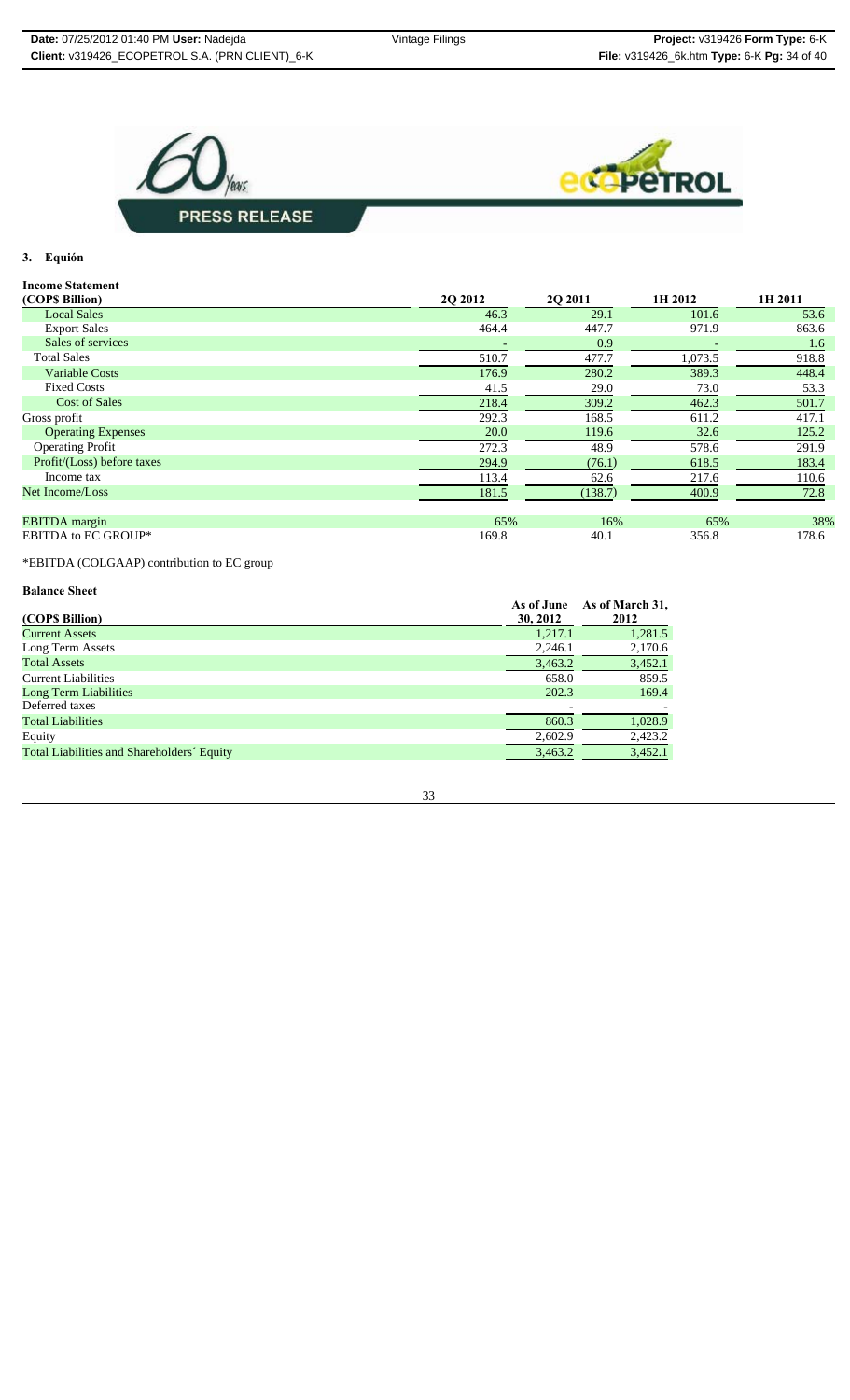## 3. Equión

**Income Statement**

| (COP$ Billion) | 2Q 2012 | 2Q 2011 | 1H 2012 | 1H 2011 |
|---|---|---|---|---|
| Local Sales | 46.3 | 29.1 | 101.6 | 53.6 |
| Export Sales | 464.4 | 447.7 | 971.9 | 863.6 |
| Sales of services | - | 0.9 | - | 1.6 |
| Total Sales | 510.7 | 477.7 | 1,073.5 | 918.8 |
| Variable Costs | 176.9 | 280.2 | 389.3 | 448.4 |
| Fixed Costs | 41.5 | 29.0 | 73.0 | 53.3 |
| Cost of Sales | 218.4 | 309.2 | 462.3 | 501.7 |
| Gross profit | 292.3 | 168.5 | 611.2 | 417.1 |
| Operating Expenses | 20.0 | 119.6 | 32.6 | 125.2 |
| Operating Profit | 272.3 | 48.9 | 578.6 | 291.9 |
| Profit/(Loss) before taxes | 294.9 | (76.1) | 618.5 | 183.4 |
| Income tax | 113.4 | 62.6 | 217.6 | 110.6 |
| Net Income/Loss | 181.5 | (138.7) | 400.9 | 72.8 |
| | | | | |
| EBITDA margin | 65% | 16% | 65% | 38% |
| EBITDA to EC GROUP* | 169.8 | 40.1 | 356.8 | 178.6 |

*EBITDA (COLGAAP) contribution to EC group

**Balance Sheet**

| (COP$ Billion) | As of June 30, 2012 | As of March 31, 2012 |
|---|---|---|
| Current Assets | 1,217.1 | 1,281.5 |
| Long Term Assets | 2,246.1 | 2,170.6 |
| Total Assets | 3,463.2 | 3,452.1 |
| Current Liabilities | 658.0 | 859.5 |
| Long Term Liabilities | 202.3 | 169.4 |
| Deferred taxes | - | - |
| Total Liabilities | 860.3 | 1,028.9 |
| Equity | 2,602.9 | 2,423.2 |
| Total Liabilities and Shareholders´ Equity | 3,463.2 | 3,452.1 |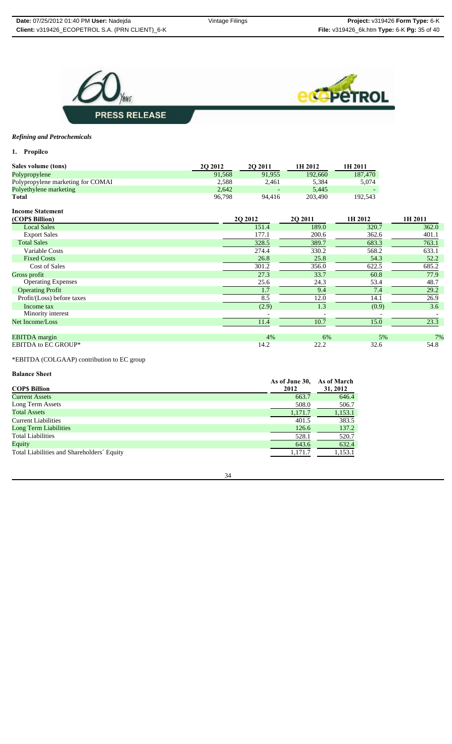*Refining and Petrochemicals*

**1. Propilco**

| Sales volume (tons) | 2Q 2012 | 2Q 2011 | 1H 2012 | 1H 2011 |
|---|---|---|---|---|
| Polypropylene | 91,568 | 91,955 | 192,660 | 187,470 |
| Polypropylene marketing for COMAI | 2,588 | 2,461 | 5,384 | 5,074 |
| Polyethylene marketing | 2,642 | - | 5,445 | - |
| Total | 96,798 | 94,416 | 203,490 | 192,543 |

**Income Statement**

| (COP$ Billion) | 2Q 2012 | 2Q 2011 | 1H 2012 | 1H 2011 |
|---|---|---|---|---|
| Local Sales | 151.4 | 189.0 | 320.7 | 362.0 |
| Export Sales | 177.1 | 200.6 | 362.6 | 401.1 |
| Total Sales | 328.5 | 389.7 | 683.3 | 763.1 |
| Variable Costs | 274.4 | 330.2 | 568.2 | 633.1 |
| Fixed Costs | 26.8 | 25.8 | 54.3 | 52.2 |
| Cost of Sales | 301.2 | 356.0 | 622.5 | 685.2 |
| Gross profit | 27.3 | 33.7 | 60.8 | 77.9 |
| Operating Expenses | 25.6 | 24.3 | 53.4 | 48.7 |
| Operating Profit | 1.7 | 9.4 | 7.4 | 29.2 |
| Profit/(Loss) before taxes | 8.5 | 12.0 | 14.1 | 26.9 |
| Income tax | (2.9) | 1.3 | (0.9) | 3.6 |
| Minority interest | - | - | - | - |
| Net Income/Loss | 11.4 | 10.7 | 15.0 | 23.3 |
| | | | | |
| EBITDA margin | 4% | 6% | 5% | 7% |
| EBITDA to EC GROUP* | 14.2 | 22.2 | 32.6 | 54.8 |

*EBITDA (COLGAAP) contribution to EC group

**Balance Sheet**

| COP$ Billion | As of June 30, 2012 | As of March 31, 2012 |
|---|---|---|
| Current Assets | 663.7 | 646.4 |
| Long Term Assets | 508.0 | 506.7 |
| Total Assets | 1,171.7 | 1,153.1 |
| Current Liabilities | 401.5 | 383.5 |
| Long Term Liabilities | 126.6 | 137.2 |
| Total Liabilities | 528.1 | 520.7 |
| Equity | 643.6 | 632.4 |
| Total Liabilities and Shareholders´ Equity | 1,171.7 | 1,153.1 |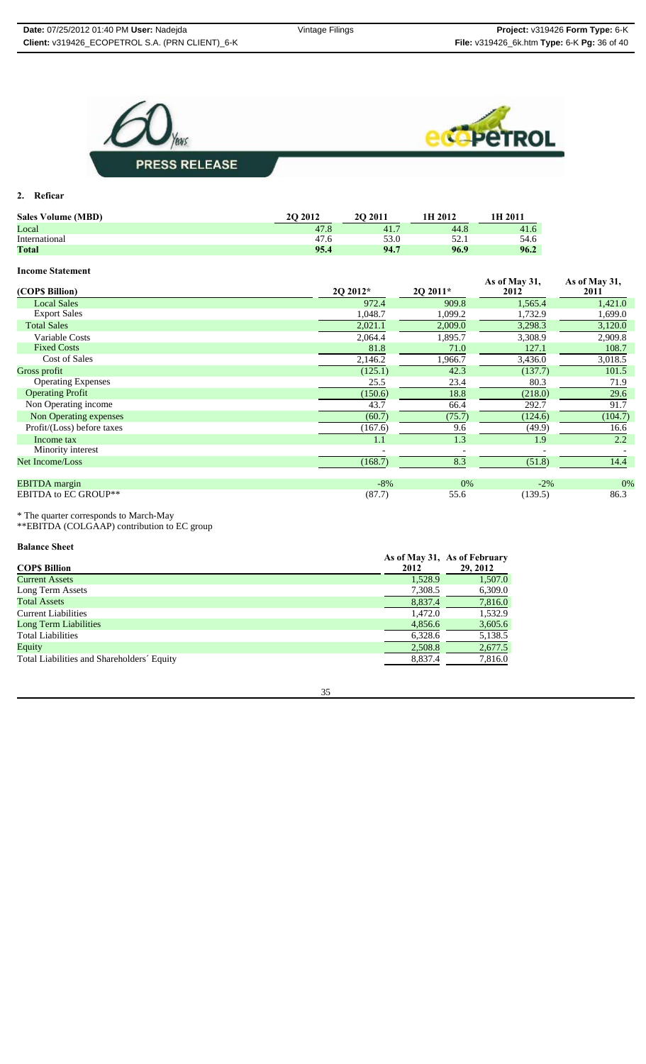## 2. Reficar

| Sales Volume (MBD) | 2Q 2012 | 2Q 2011 | 1H 2012 | 1H 2011 |
|---|---|---|---|---|
| Local | 47.8 | 41.7 | 44.8 | 41.6 |
| International | 47.6 | 53.0 | 52.1 | 54.6 |
| **Total** | **95.4** | **94.7** | **96.9** | **96.2** |

**Income Statement**

| (COP$ Billion) | 2Q 2012* | 2Q 2011* | As of May 31, 2012 | As of May 31, 2011 |
|---|---|---|---|---|
| Local Sales | 972.4 | 909.8 | 1,565.4 | 1,421.0 |
| Export Sales | 1,048.7 | 1,099.2 | 1,732.9 | 1,699.0 |
| Total Sales | 2,021.1 | 2,009.0 | 3,298.3 | 3,120.0 |
| Variable Costs | 2,064.4 | 1,895.7 | 3,308.9 | 2,909.8 |
| Fixed Costs | 81.8 | 71.0 | 127.1 | 108.7 |
| Cost of Sales | 2,146.2 | 1,966.7 | 3,436.0 | 3,018.5 |
| Gross profit | (125.1) | 42.3 | (137.7) | 101.5 |
| Operating Expenses | 25.5 | 23.4 | 80.3 | 71.9 |
| Operating Profit | (150.6) | 18.8 | (218.0) | 29.6 |
| Non Operating income | 43.7 | 66.4 | 292.7 | 91.7 |
| Non Operating expenses | (60.7) | (75.7) | (124.6) | (104.7) |
| Profit/(Loss) before taxes | (167.6) | 9.6 | (49.9) | 16.6 |
| Income tax | 1.1 | 1.3 | 1.9 | 2.2 |
| Minority interest | - | - | - | - |
| Net Income/Loss | (168.7) | 8.3 | (51.8) | 14.4 |
| | | | | |
| EBITDA margin | -8% | 0% | -2% | 0% |
| EBITDA to EC GROUP** | (87.7) | 55.6 | (139.5) | 86.3 |

\* The quarter corresponds to March-May

\*\*EBITDA (COLGAAP) contribution to EC group

**Balance Sheet**

| COP$ Billion | As of May 31, 2012 | As of February 29, 2012 |
|---|---|---|
| Current Assets | 1,528.9 | 1,507.0 |
| Long Term Assets | 7,308.5 | 6,309.0 |
| Total Assets | 8,837.4 | 7,816.0 |
| Current Liabilities | 1,472.0 | 1,532.9 |
| Long Term Liabilities | 4,856.6 | 3,605.6 |
| Total Liabilities | 6,328.6 | 5,138.5 |
| Equity | 2,508.8 | 2,677.5 |
| Total Liabilities and Shareholders´ Equity | 8,837.4 | 7,816.0 |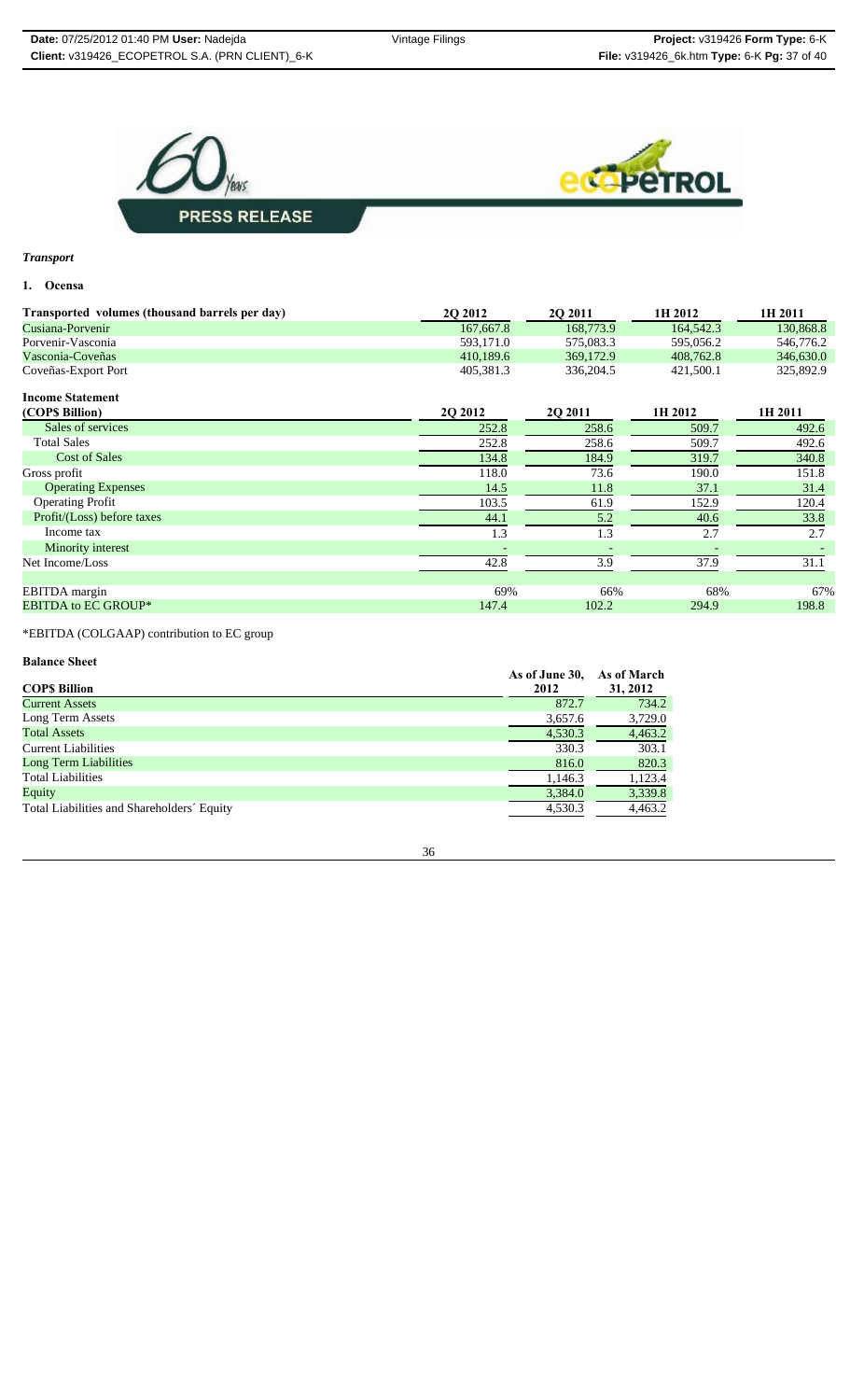*Transport*

**1. Ocensa**

| Transported volumes (thousand barrels per day) | 2Q 2012 | 2Q 2011 | 1H 2012 | 1H 2011 |
|---|---|---|---|---|
| Cusiana-Porvenir | 167,667.8 | 168,773.9 | 164,542.3 | 130,868.8 |
| Porvenir-Vasconia | 593,171.0 | 575,083.3 | 595,056.2 | 546,776.2 |
| Vasconia-Coveñas | 410,189.6 | 369,172.9 | 408,762.8 | 346,630.0 |
| Coveñas-Export Port | 405,381.3 | 336,204.5 | 421,500.1 | 325,892.9 |

**Income Statement**

| (COP$ Billion) | 2Q 2012 | 2Q 2011 | 1H 2012 | 1H 2011 |
|---|---|---|---|---|
| Sales of services | 252.8 | 258.6 | 509.7 | 492.6 |
| Total Sales | 252.8 | 258.6 | 509.7 | 492.6 |
| Cost of Sales | 134.8 | 184.9 | 319.7 | 340.8 |
| Gross profit | 118.0 | 73.6 | 190.0 | 151.8 |
| Operating Expenses | 14.5 | 11.8 | 37.1 | 31.4 |
| Operating Profit | 103.5 | 61.9 | 152.9 | 120.4 |
| Profit/(Loss) before taxes | 44.1 | 5.2 | 40.6 | 33.8 |
| Income tax | 1.3 | 1.3 | 2.7 | 2.7 |
| Minority interest | - | - | - | - |
| Net Income/Loss | 42.8 | 3.9 | 37.9 | 31.1 |
| | | | | |
| EBITDA margin | 69% | 66% | 68% | 67% |
| EBITDA to EC GROUP* | 147.4 | 102.2 | 294.9 | 198.8 |

*EBITDA (COLGAAP) contribution to EC group

**Balance Sheet**

| COP$ Billion | As of June 30, 2012 | As of March 31, 2012 |
|---|---|---|
| Current Assets | 872.7 | 734.2 |
| Long Term Assets | 3,657.6 | 3,729.0 |
| Total Assets | 4,530.3 | 4,463.2 |
| Current Liabilities | 330.3 | 303.1 |
| Long Term Liabilities | 816.0 | 820.3 |
| Total Liabilities | 1,146.3 | 1,123.4 |
| Equity | 3,384.0 | 3,339.8 |
| Total Liabilities and Shareholders´ Equity | 4,530.3 | 4,463.2 |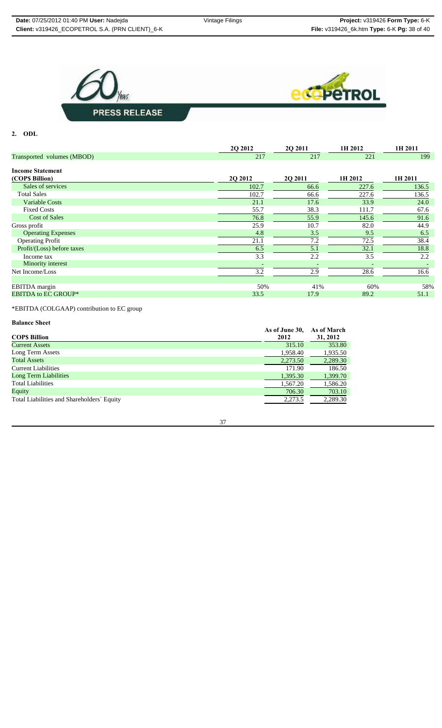## 2. ODL

| | 2Q 2012 | 2Q 2011 | 1H 2012 | 1H 2011 |
|---|---|---|---|---|
| Transported volumes (MBOD) | 217 | 217 | 221 | 199 |

| **Income Statement (COP$ Billion)** | **2Q 2012** | **2Q 2011** | **1H 2012** | **1H 2011** |
|---|---|---|---|---|
| Sales of services | 102.7 | 66.6 | 227.6 | 136.5 |
| Total Sales | 102.7 | 66.6 | 227.6 | 136.5 |
| Variable Costs | 21.1 | 17.6 | 33.9 | 24.0 |
| Fixed Costs | 55.7 | 38.3 | 111.7 | 67.6 |
| Cost of Sales | 76.8 | 55.9 | 145.6 | 91.6 |
| Gross profit | 25.9 | 10.7 | 82.0 | 44.9 |
| Operating Expenses | 4.8 | 3.5 | 9.5 | 6.5 |
| Operating Profit | 21.1 | 7.2 | 72.5 | 38.4 |
| Profit/(Loss) before taxes | 6.5 | 5.1 | 32.1 | 18.8 |
| Income tax | 3.3 | 2.2 | 3.5 | 2.2 |
| Minority interest | - | - | - | - |
| Net Income/Loss | 3.2 | 2.9 | 28.6 | 16.6 |
| | | | | |
| EBITDA margin | 50% | 41% | 60% | 58% |
| EBITDA to EC GROUP* | 33.5 | 17.9 | 89.2 | 51.1 |

*EBITDA (COLGAAP) contribution to EC group

**Balance Sheet**

| **COP$ Billion** | **As of June 30, 2012** | **As of March 31, 2012** |
|---|---|---|
| Current Assets | 315.10 | 353.80 |
| Long Term Assets | 1,958.40 | 1,935.50 |
| Total Assets | 2,273.50 | 2,289.30 |
| Current Liabilities | 171.90 | 186.50 |
| Long Term Liabilities | 1,395.30 | 1,399.70 |
| Total Liabilities | 1,567.20 | 1,586.20 |
| Equity | 706.30 | 703.10 |
| Total Liabilities and Shareholders´ Equity | 2,273.5 | 2,289.30 |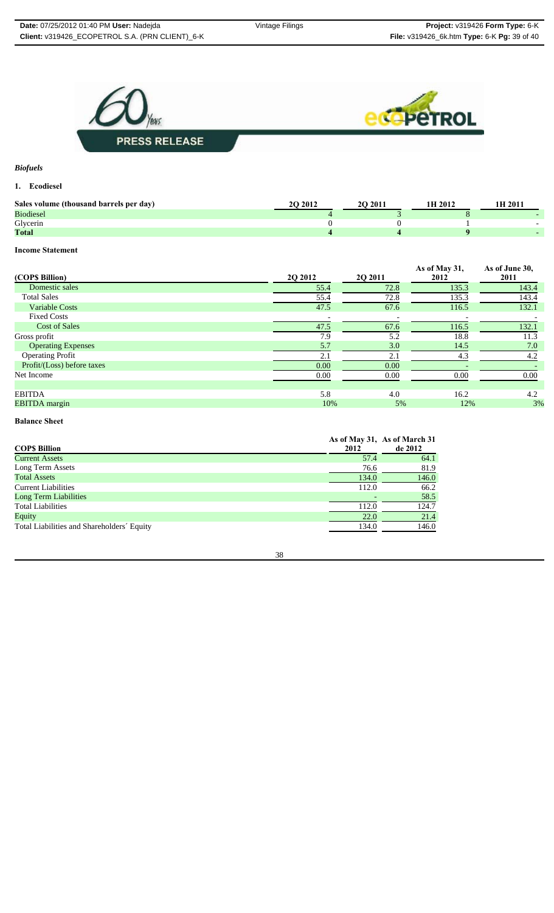*Biofuels*

**1. Ecodiesel**

| Sales volume (thousand barrels per day) | 2Q 2012 | 2Q 2011 | 1H 2012 | 1H 2011 |
|---|---|---|---|---|
| Biodiesel | 4 | 3 | 8 | - |
| Glycerin | 0 | 0 | 1 | - |
| **Total** | **4** | **4** | **9** | **-** |

**Income Statement**

| (COP$ Billion) | 2Q 2012 | 2Q 2011 | As of May 31, 2012 | As of June 30, 2011 |
|---|---|---|---|---|
| Domestic sales | 55.4 | 72.8 | 135.3 | 143.4 |
| Total Sales | 55.4 | 72.8 | 135.3 | 143.4 |
| Variable Costs | 47.5 | 67.6 | 116.5 | 132.1 |
| Fixed Costs | - | - | - | - |
| Cost of Sales | 47.5 | 67.6 | 116.5 | 132.1 |
| Gross profit | 7.9 | 5.2 | 18.8 | 11.3 |
| Operating Expenses | 5.7 | 3.0 | 14.5 | 7.0 |
| Operating Profit | 2.1 | 2.1 | 4.3 | 4.2 |
| Profit/(Loss) before taxes | 0.00 | 0.00 | - | - |
| Net Income | 0.00 | 0.00 | 0.00 | 0.00 |
| | | | | |
| EBITDA | 5.8 | 4.0 | 16.2 | 4.2 |
| EBITDA margin | 10% | 5% | 12% | 3% |

**Balance Sheet**

| COP$ Billion | As of May 31, 2012 | As of March 31 de 2012 |
|---|---|---|
| Current Assets | 57.4 | 64.1 |
| Long Term Assets | 76.6 | 81.9 |
| Total Assets | 134.0 | 146.0 |
| Current Liabilities | 112.0 | 66.2 |
| Long Term Liabilities | - | 58.5 |
| Total Liabilities | 112.0 | 124.7 |
| Equity | 22.0 | 21.4 |
| Total Liabilities and Shareholders´ Equity | 134.0 | 146.0 |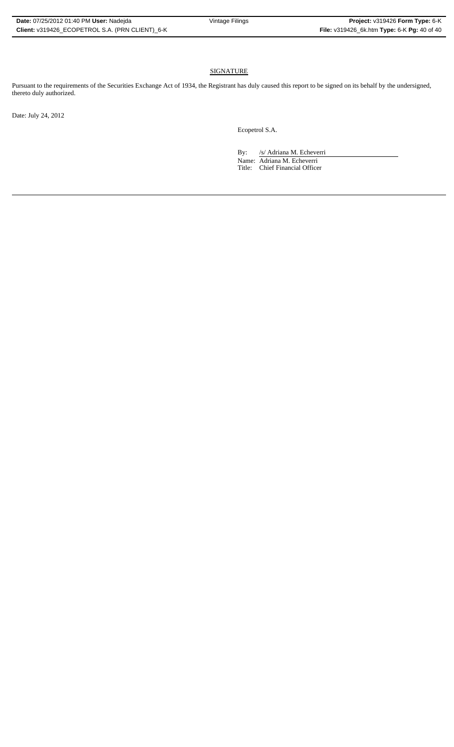## SIGNATURE

Pursuant to the requirements of the Securities Exchange Act of 1934, the Registrant has duly caused this report to be signed on its behalf by the undersigned, thereto duly authorized.

Date: July 24, 2012

Ecopetrol S.A.

By: /s/ Adriana M. Echeverri

Name: Adriana M. Echeverri

Title: Chief Financial Officer